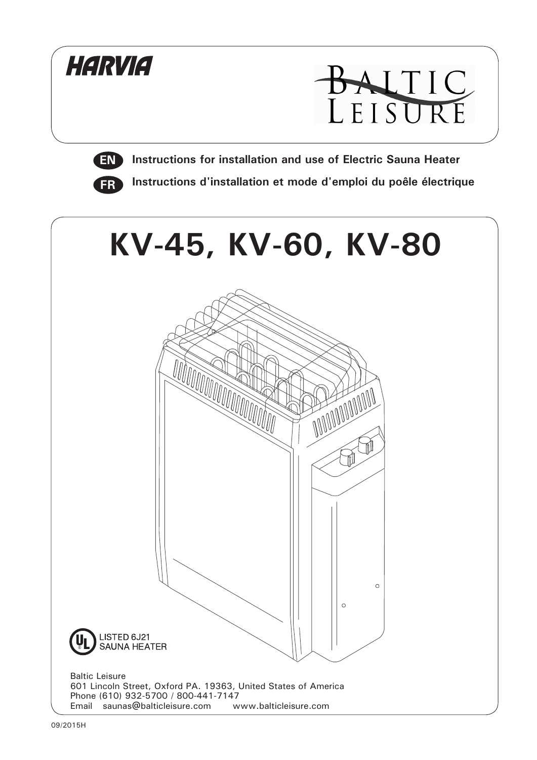HARVIA

BALTIC LEISURE

**EN** **Instructions for installation and use of Electric Sauna Heater**

**FR** **Instructions d'installation et mode d'emploi du poêle électrique**

# KV-45, KV-60, KV-80

LISTED 6J21
SAUNA HEATER

Baltic Leisure
601 Lincoln Street, Oxford PA. 19363, United States of America
Phone (610) 932-5700 / 800-441-7147
Email saunas@balticleisure.com www.balticleisure.com

09/2015H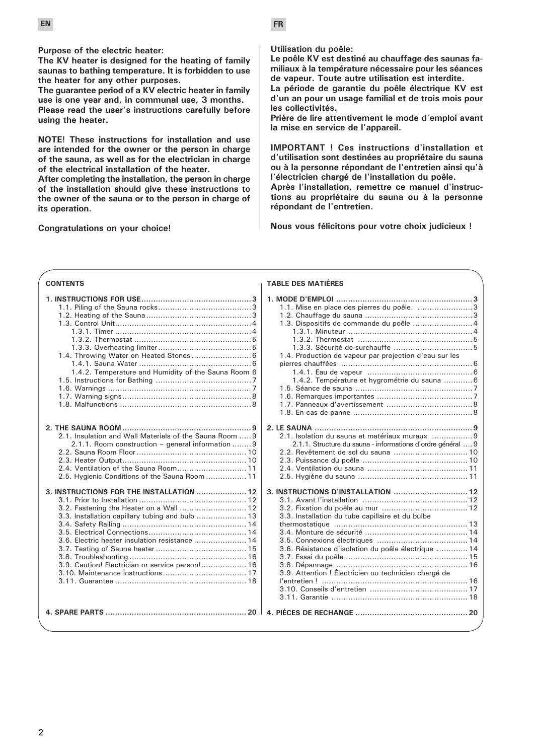EN

**Purpose of the electric heater:**
**The KV heater is designed for the heating of family saunas to bathing temperature. It is forbidden to use the heater for any other purposes.**
**The guarantee period of a KV electric heater in family use is one year and, in communal use, 3 months.**
**Please read the user's instructions carefully before using the heater.**

**NOTE! These instructions for installation and use are intended for the owner or the person in charge of the sauna, as well as for the electrician in charge of the electrical installation of the heater.**
**After completing the installation, the person in charge of the installation should give these instructions to the owner of the sauna or to the person in charge of its operation.**

**Congratulations on your choice!**

FR

**Utilisation du poêle:**
**Le poêle KV est destiné au chauffage des saunas familiaux à la température nécessaire pour les séances de vapeur. Toute autre utilisation est interdite.**
**La période de garantie du poêle électrique KV est d'un an pour un usage familial et de trois mois pour les collectivités.**
**Prière de lire attentivement le mode d'emploi avant la mise en service de l'appareil.**

**IMPORTANT ! Ces instructions d'installation et d'utilisation sont destinées au propriétaire du sauna ou à la personne répondant de l'entretien ainsi qu'à l'électricien chargé de l'installation du poêle.**
**Après l'installation, remettre ce manuel d'instructions au propriétaire du sauna ou à la personne répondant de l'entretien.**

**Nous vous félicitons pour votre choix judicieux !**

## CONTENTS

**1. INSTRUCTIONS FOR USE ..... 3**
- 1.1. Piling of the Sauna rocks ..... 3
- 1.2. Heating of the Sauna ..... 3
- 1.3. Control Unit ..... 4
  - 1.3.1. Timer ..... 4
  - 1.3.2. Thermostat ..... 5
  - 1.3.3. Overheating limiter ..... 5
- 1.4. Throwing Water on Heated Stones ..... 6
  - 1.4.1. Sauna Water ..... 6
  - 1.4.2. Temperature and Humidity of the Sauna Room 6
- 1.5. Instructions for Bathing ..... 7
- 1.6. Warnings ..... 7
- 1.7. Warning signs ..... 8
- 1.8. Malfunctions ..... 8

**2. THE SAUNA ROOM ..... 9**
- 2.1. Insulation and Wall Materials of the Sauna Room ..... 9
  - 2.1.1. Room construction – general information ..... 9
- 2.2. Sauna Room Floor ..... 10
- 2.3. Heater Output ..... 10
- 2.4. Ventilation of the Sauna Room ..... 11
- 2.5. Hygienic Conditions of the Sauna Room ..... 11

**3. INSTRUCTIONS FOR THE INSTALLATION ..... 12**
- 3.1. Prior to Installation ..... 12
- 3.2. Fastening the Heater on a Wall ..... 12
- 3.3. Installation capillary tubing and bulb ..... 13
- 3.4. Safety Railing ..... 14
- 3.5. Electrical Connections ..... 14
- 3.6. Electric heater insulation resistance ..... 14
- 3.7. Testing of Sauna heater ..... 15
- 3.8. Troubleshooting ..... 16
- 3.9. Caution! Electrician or service person! ..... 16
- 3.10. Maintenance instructions ..... 17
- 3.11. Guarantee ..... 18

**4. SPARE PARTS ..... 20**

## TABLE DES MATIÉRES

**1. MODE D'EMPLOI ..... 3**
- 1.1. Mise en place des pierres du poêle. ..... 3
- 1.2. Chauffage du sauna ..... 3
- 1.3. Dispositifs de commande du poêle ..... 4
  - 1.3.1. Minuteur ..... 4
  - 1.3.2. Thermostat ..... 5
  - 1.3.3. Sécurité de surchauffe ..... 5
- 1.4. Production de vapeur par projection d'eau sur les pierres chauffées ..... 6
  - 1.4.1. Eau de vapeur ..... 6
  - 1.4.2. Température et hygrométrie du sauna ..... 6
- 1.5. Séance de sauna ..... 7
- 1.6. Remarques importantes ..... 7
- 1.7. Panneaux d'avertissement ..... 8
- 1.8. En cas de panne ..... 8

**2. LE SAUNA ..... 9**
- 2.1. Isolation du sauna et matériaux muraux ..... 9
  - 2.1.1. Structure du sauna - informations d'ordre général ..... 9
- 2.2. Revêtement de sol du sauna ..... 10
- 2.3. Puissance du poêle ..... 10
- 2.4. Ventilation du sauna ..... 11
- 2.5. Hygiène du sauna ..... 11

**3. INSTRUCTIONS D'INSTALLATION ..... 12**
- 3.1. Avant l'installation ..... 12
- 3.2. Fixation du poêle au mur ..... 12
- 3.3. Installation du tube capillaire et du bulbe thermostatique ..... 13
- 3.4. Monture de sécurité ..... 14
- 3.5. Connexions électriques ..... 14
- 3.6. Résistance d'isolation du poêle électrique ..... 14
- 3.7. Essai du poêle ..... 15
- 3.8. Dépannage ..... 16
- 3.9. Attention ! Électricien ou technicien chargé de l'entretien ! ..... 16
- 3.10. Conseils d'entretien ..... 17
- 3.11. Garantie ..... 18

**4. PIÉCES DE RECHANGE ..... 20**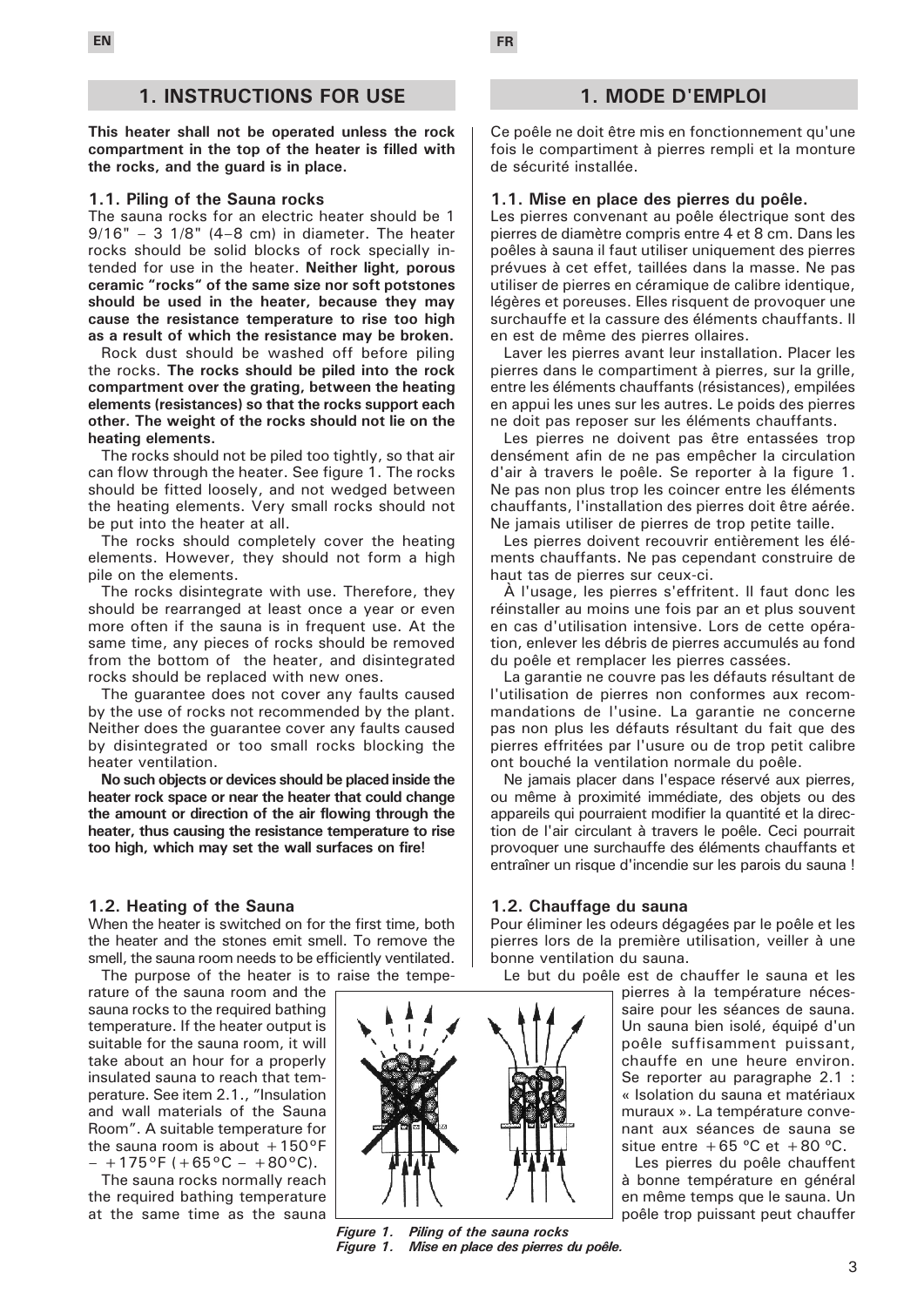# 1. INSTRUCTIONS FOR USE

**This heater shall not be operated unless the rock compartment in the top of the heater is filled with the rocks, and the guard is in place.**

### 1.1. Piling of the Sauna rocks

The sauna rocks for an electric heater should be 1 9/16" – 3 1/8" (4–8 cm) in diameter. The heater rocks should be solid blocks of rock specially intended for use in the heater. **Neither light, porous ceramic "rocks" of the same size nor soft potstones should be used in the heater, because they may cause the resistance temperature to rise too high as a result of which the resistance may be broken.**

Rock dust should be washed off before piling the rocks. **The rocks should be piled into the rock compartment over the grating, between the heating elements (resistances) so that the rocks support each other. The weight of the rocks should not lie on the heating elements.**

The rocks should not be piled too tightly, so that air can flow through the heater. See figure 1. The rocks should be fitted loosely, and not wedged between the heating elements. Very small rocks should not be put into the heater at all.

The rocks should completely cover the heating elements. However, they should not form a high pile on the elements.

The rocks disintegrate with use. Therefore, they should be rearranged at least once a year or even more often if the sauna is in frequent use. At the same time, any pieces of rocks should be removed from the bottom of the heater, and disintegrated rocks should be replaced with new ones.

The guarantee does not cover any faults caused by the use of rocks not recommended by the plant. Neither does the guarantee cover any faults caused by disintegrated or too small rocks blocking the heater ventilation.

**No such objects or devices should be placed inside the heater rock space or near the heater that could change the amount or direction of the air flowing through the heater, thus causing the resistance temperature to rise too high, which may set the wall surfaces on fire!**

### 1.2. Heating of the Sauna

When the heater is switched on for the first time, both the heater and the stones emit smell. To remove the smell, the sauna room needs to be efficiently ventilated.

The purpose of the heater is to raise the temperature of the sauna room and the sauna rocks to the required bathing temperature. If the heater output is suitable for the sauna room, it will take about an hour for a properly insulated sauna to reach that temperature. See item 2.1., "Insulation and wall materials of the Sauna Room". A suitable temperature for the sauna room is about +150°F – +175°F (+65°C – +80°C).

The sauna rocks normally reach the required bathing temperature at the same time as the sauna

# 1. MODE D'EMPLOI

Ce poêle ne doit être mis en fonctionnement qu'une fois le compartiment à pierres rempli et la monture de sécurité installée.

### 1.1. Mise en place des pierres du poêle.

Les pierres convenant au poêle électrique sont des pierres de diamètre compris entre 4 et 8 cm. Dans les poêles à sauna il faut utiliser uniquement des pierres prévues à cet effet, taillées dans la masse. Ne pas utiliser de pierres en céramique de calibre identique, légères et poreuses. Elles risquent de provoquer une surchauffe et la cassure des éléments chauffants. Il en est de même des pierres ollaires.

Laver les pierres avant leur installation. Placer les pierres dans le compartiment à pierres, sur la grille, entre les éléments chauffants (résistances), empilées en appui les unes sur les autres. Le poids des pierres ne doit pas reposer sur les éléments chauffants.

Les pierres ne doivent pas être entassées trop densément afin de ne pas empêcher la circulation d'air à travers le poêle. Se reporter à la figure 1. Ne pas non plus trop les coincer entre les éléments chauffants, l'installation des pierres doit être aérée. Ne jamais utiliser de pierres de trop petite taille.

Les pierres doivent recouvrir entièrement les éléments chauffants. Ne pas cependant construire de haut tas de pierres sur ceux-ci.

À l'usage, les pierres s'effritent. Il faut donc les réinstaller au moins une fois par an et plus souvent en cas d'utilisation intensive. Lors de cette opération, enlever les débris de pierres accumulés au fond du poêle et remplacer les pierres cassées.

La garantie ne couvre pas les défauts résultant de l'utilisation de pierres non conformes aux recommandations de l'usine. La garantie ne concerne pas non plus les défauts résultant du fait que des pierres effritées par l'usure ou de trop petit calibre ont bouché la ventilation normale du poêle.

Ne jamais placer dans l'espace réservé aux pierres, ou même à proximité immédiate, des objets ou des appareils qui pourraient modifier la quantité et la direction de l'air circulant à travers le poêle. Ceci pourrait provoquer une surchauffe des éléments chauffants et entraîner un risque d'incendie sur les parois du sauna !

### 1.2. Chauffage du sauna

Pour éliminer les odeurs dégagées par le poêle et les pierres lors de la première utilisation, veiller à une bonne ventilation du sauna.

Le but du poêle est de chauffer le sauna et les pierres à la température nécessaire pour les séances de sauna. Un sauna bien isolé, équipé d'un poêle suffisamment puissant, chauffe en une heure environ. Se reporter au paragraphe 2.1 : « Isolation du sauna et matériaux muraux ». La température convenant aux séances de sauna se situe entre +65 ºC et +80 ºC.

Les pierres du poêle chauffent à bonne température en général en même temps que le sauna. Un poêle trop puissant peut chauffer

*Figure 1. Piling of the sauna rocks*
*Figure 1. Mise en place des pierres du poêle.*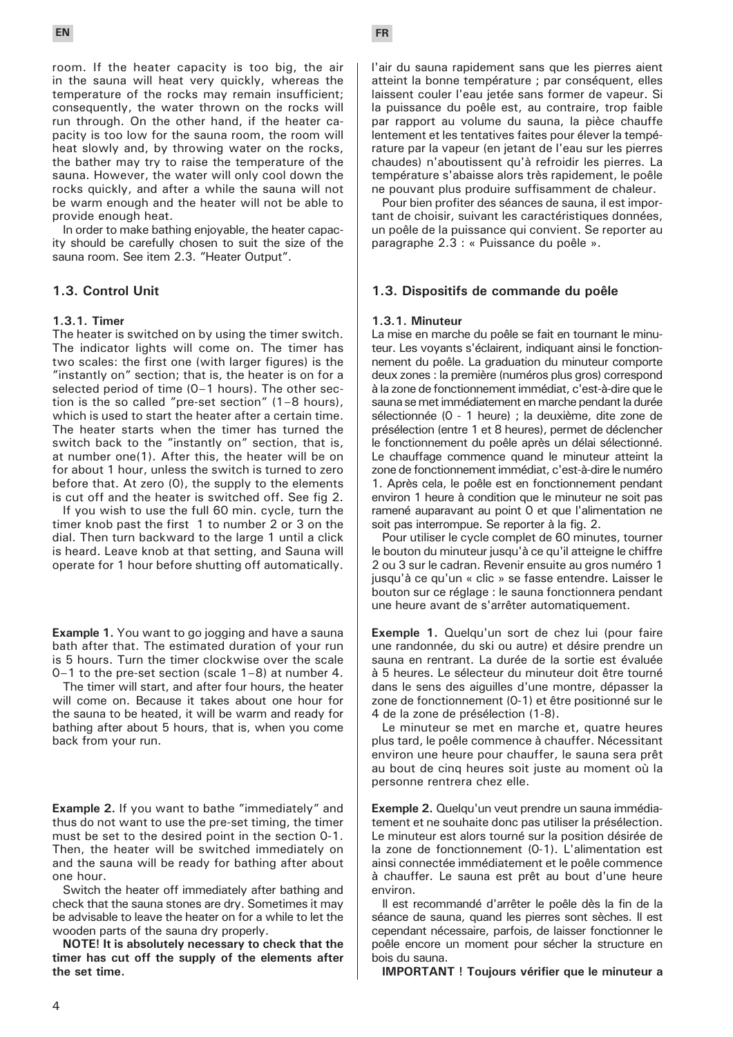room. If the heater capacity is too big, the air in the sauna will heat very quickly, whereas the temperature of the rocks may remain insufficient; consequently, the water thrown on the rocks will run through. On the other hand, if the heater capacity is too low for the sauna room, the room will heat slowly and, by throwing water on the rocks, the bather may try to raise the temperature of the sauna. However, the water will only cool down the rocks quickly, and after a while the sauna will not be warm enough and the heater will not be able to provide enough heat.

In order to make bathing enjoyable, the heater capacity should be carefully chosen to suit the size of the sauna room. See item 2.3. "Heater Output".

### 1.3. Control Unit

#### 1.3.1. Timer

The heater is switched on by using the timer switch. The indicator lights will come on. The timer has two scales: the first one (with larger figures) is the "instantly on" section; that is, the heater is on for a selected period of time (0–1 hours). The other section is the so called "pre-set section" (1–8 hours), which is used to start the heater after a certain time. The heater starts when the timer has turned the switch back to the "instantly on" section, that is, at number one(1). After this, the heater will be on for about 1 hour, unless the switch is turned to zero before that. At zero (0), the supply to the elements is cut off and the heater is switched off. See fig 2.

If you wish to use the full 60 min. cycle, turn the timer knob past the first 1 to number 2 or 3 on the dial. Then turn backward to the large 1 until a click is heard. Leave knob at that setting, and Sauna will operate for 1 hour before shutting off automatically.

**Example 1.** You want to go jogging and have a sauna bath after that. The estimated duration of your run is 5 hours. Turn the timer clockwise over the scale 0–1 to the pre-set section (scale 1–8) at number 4.

The timer will start, and after four hours, the heater will come on. Because it takes about one hour for the sauna to be heated, it will be warm and ready for bathing after about 5 hours, that is, when you come back from your run.

**Example 2.** If you want to bathe "immediately" and thus do not want to use the pre-set timing, the timer must be set to the desired point in the section 0-1. Then, the heater will be switched immediately on and the sauna will be ready for bathing after about one hour.

Switch the heater off immediately after bathing and check that the sauna stones are dry. Sometimes it may be advisable to leave the heater on for a while to let the wooden parts of the sauna dry properly.

**NOTE! It is absolutely necessary to check that the timer has cut off the supply of the elements after the set time.**

l'air du sauna rapidement sans que les pierres aient atteint la bonne température ; par conséquent, elles laissent couler l'eau jetée sans former de vapeur. Si la puissance du poêle est, au contraire, trop faible par rapport au volume du sauna, la pièce chauffe lentement et les tentatives faites pour élever la température par la vapeur (en jetant de l'eau sur les pierres chaudes) n'aboutissent qu'à refroidir les pierres. La température s'abaisse alors très rapidement, le poêle ne pouvant plus produire suffisamment de chaleur.

Pour bien profiter des séances de sauna, il est important de choisir, suivant les caractéristiques données, un poêle de la puissance qui convient. Se reporter au paragraphe 2.3 : « Puissance du poêle ».

### 1.3. Dispositifs de commande du poêle

#### 1.3.1. Minuteur

La mise en marche du poêle se fait en tournant le minuteur. Les voyants s'éclairent, indiquant ainsi le fonctionnement du poêle. La graduation du minuteur comporte deux zones : la première (numéros plus gros) correspond à la zone de fonctionnement immédiat, c'est-à-dire que le sauna se met immédiatement en marche pendant la durée sélectionnée (0 - 1 heure) ; la deuxième, dite zone de présélection (entre 1 et 8 heures), permet de déclencher le fonctionnement du poêle après un délai sélectionné. Le chauffage commence quand le minuteur atteint la zone de fonctionnement immédiat, c'est-à-dire le numéro 1. Après cela, le poêle est en fonctionnement pendant environ 1 heure à condition que le minuteur ne soit pas ramené auparavant au point 0 et que l'alimentation ne soit pas interrompue. Se reporter à la fig. 2.

Pour utiliser le cycle complet de 60 minutes, tourner le bouton du minuteur jusqu'à ce qu'il atteigne le chiffre 2 ou 3 sur le cadran. Revenir ensuite au gros numéro 1 jusqu'à ce qu'un « clic » se fasse entendre. Laisser le bouton sur ce réglage : le sauna fonctionnera pendant une heure avant de s'arrêter automatiquement.

**Exemple 1.** Quelqu'un sort de chez lui (pour faire une randonnée, du ski ou autre) et désire prendre un sauna en rentrant. La durée de la sortie est évaluée à 5 heures. Le sélecteur du minuteur doit être tourné dans le sens des aiguilles d'une montre, dépasser la zone de fonctionnement (0-1) et être positionné sur le 4 de la zone de présélection (1-8).

Le minuteur se met en marche et, quatre heures plus tard, le poêle commence à chauffer. Nécessitant environ une heure pour chauffer, le sauna sera prêt au bout de cinq heures soit juste au moment où la personne rentrera chez elle.

**Exemple 2.** Quelqu'un veut prendre un sauna immédiatement et ne souhaite donc pas utiliser la présélection. Le minuteur est alors tourné sur la position désirée de la zone de fonctionnement (0-1). L'alimentation est ainsi connectée immédiatement et le poêle commence à chauffer. Le sauna est prêt au bout d'une heure environ.

Il est recommandé d'arrêter le poêle dès la fin de la séance de sauna, quand les pierres sont sèches. Il est cependant nécessaire, parfois, de laisser fonctionner le poêle encore un moment pour sécher la structure en bois du sauna.

**IMPORTANT ! Toujours vérifier que le minuteur a**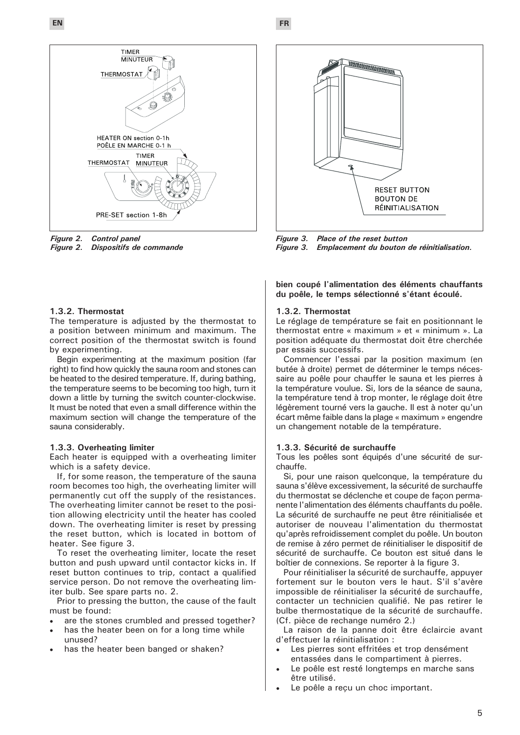TIMER
MINUTEUR
THERMOSTAT

HEATER ON section 0-1h
POÊLE EN MARCHE 0-1 h
TIMER
THERMOSTAT MINUTEUR

PRE-SET section 1-8h

*Figure 2. Control panel*
*Figure 2. Dispositifs de commande*

RESET BUTTON
BOUTON DE
RÉINITIALISATION

*Figure 3. Place of the reset button*
*Figure 3. Emplacement du bouton de réinitialisation.*

#### 1.3.2. Thermostat

The temperature is adjusted by the thermostat to a position between minimum and maximum. The correct position of the thermostat switch is found by experimenting.

Begin experimenting at the maximum position (far right) to find how quickly the sauna room and stones can be heated to the desired temperature. If, during bathing, the temperature seems to be becoming too high, turn it down a little by turning the switch counter-clockwise. It must be noted that even a small difference within the maximum section will change the temperature of the sauna considerably.

#### 1.3.3. Overheating limiter

Each heater is equipped with a overheating limiter which is a safety device.

If, for some reason, the temperature of the sauna room becomes too high, the overheating limiter will permanently cut off the supply of the resistances. The overheating limiter cannot be reset to the position allowing electricity until the heater has cooled down. The overheating limiter is reset by pressing the reset button, which is located in bottom of heater. See figure 3.

To reset the overheating limiter, locate the reset button and push upward until contactor kicks in. If reset button continues to trip, contact a qualified service person. Do not remove the overheating limiter bulb. See spare parts no. 2.

Prior to pressing the button, the cause of the fault must be found:

- are the stones crumbled and pressed together?
- has the heater been on for a long time while unused?
- has the heater been banged or shaken?

**bien coupé l'alimentation des éléments chauffants du poêle, le temps sélectionné s'étant écoulé.**

#### 1.3.2. Thermostat

Le réglage de température se fait en positionnant le thermostat entre « maximum » et « minimum ». La position adéquate du thermostat doit être cherchée par essais successifs.

Commencer l'essai par la position maximum (en butée à droite) permet de déterminer le temps nécessaire au poêle pour chauffer le sauna et les pierres à la température voulue. Si, lors de la séance de sauna, la température tend à trop monter, le réglage doit être légèrement tourné vers la gauche. Il est à noter qu'un écart même faible dans la plage « maximum » engendre un changement notable de la température.

#### 1.3.3. Sécurité de surchauffe

Tous les poêles sont équipés d'une sécurité de surchauffe.

Si, pour une raison quelconque, la température du sauna s'élève excessivement, la sécurité de surchauffe du thermostat se déclenche et coupe de façon permanente l'alimentation des éléments chauffants du poêle. La sécurité de surchauffe ne peut être réinitialisée et autoriser de nouveau l'alimentation du thermostat qu'après refroidissement complet du poêle. Un bouton de remise à zéro permet de réinitialiser le dispositif de sécurité de surchauffe. Ce bouton est situé dans le boîtier de connexions. Se reporter à la figure 3.

Pour réinitialiser la sécurité de surchauffe, appuyer fortement sur le bouton vers le haut. S'il s'avère impossible de réinitialiser la sécurité de surchauffe, contacter un technicien qualifié. Ne pas retirer le bulbe thermostatique de la sécurité de surchauffe. (Cf. pièce de rechange numéro 2.)

La raison de la panne doit être éclaircie avant d'effectuer la réinitialisation :

- Les pierres sont effritées et trop densément entassées dans le compartiment à pierres.
- Le poêle est resté longtemps en marche sans être utilisé.
- Le poêle a reçu un choc important.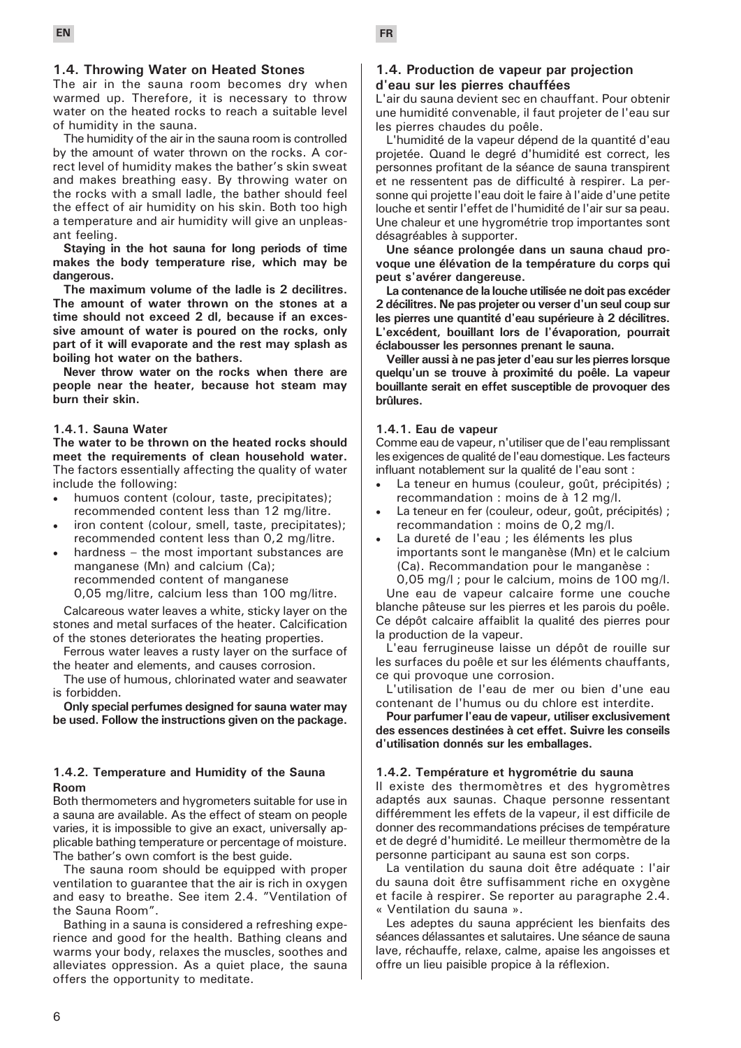EN

### 1.4. Throwing Water on Heated Stones

The air in the sauna room becomes dry when warmed up. Therefore, it is necessary to throw water on the heated rocks to reach a suitable level of humidity in the sauna.

The humidity of the air in the sauna room is controlled by the amount of water thrown on the rocks. A correct level of humidity makes the bather's skin sweat and makes breathing easy. By throwing water on the rocks with a small ladle, the bather should feel the effect of air humidity on his skin. Both too high a temperature and air humidity will give an unpleasant feeling.

**Staying in the hot sauna for long periods of time makes the body temperature rise, which may be dangerous.**

**The maximum volume of the ladle is 2 decilitres. The amount of water thrown on the stones at a time should not exceed 2 dl, because if an excessive amount of water is poured on the rocks, only part of it will evaporate and the rest may splash as boiling hot water on the bathers.**

**Never throw water on the rocks when there are people near the heater, because hot steam may burn their skin.**

#### 1.4.1. Sauna Water

**The water to be thrown on the heated rocks should meet the requirements of clean household water.** The factors essentially affecting the quality of water include the following:

- humuos content (colour, taste, precipitates); recommended content less than 12 mg/litre.
- iron content (colour, smell, taste, precipitates); recommended content less than 0,2 mg/litre.
- hardness – the most important substances are manganese (Mn) and calcium (Ca); recommended content of manganese 0,05 mg/litre, calcium less than 100 mg/litre.

Calcareous water leaves a white, sticky layer on the stones and metal surfaces of the heater. Calcification of the stones deteriorates the heating properties.

Ferrous water leaves a rusty layer on the surface of the heater and elements, and causes corrosion.

The use of humous, chlorinated water and seawater is forbidden.

**Only special perfumes designed for sauna water may be used. Follow the instructions given on the package.**

#### 1.4.2. Temperature and Humidity of the Sauna Room

Both thermometers and hygrometers suitable for use in a sauna are available. As the effect of steam on people varies, it is impossible to give an exact, universally applicable bathing temperature or percentage of moisture. The bather's own comfort is the best guide.

The sauna room should be equipped with proper ventilation to guarantee that the air is rich in oxygen and easy to breathe. See item 2.4. "Ventilation of the Sauna Room".

Bathing in a sauna is considered a refreshing experience and good for the health. Bathing cleans and warms your body, relaxes the muscles, soothes and alleviates oppression. As a quiet place, the sauna offers the opportunity to meditate.

FR

### 1.4. Production de vapeur par projection d'eau sur les pierres chauffées

L'air du sauna devient sec en chauffant. Pour obtenir une humidité convenable, il faut projeter de l'eau sur les pierres chaudes du poêle.

L'humidité de la vapeur dépend de la quantité d'eau projetée. Quand le degré d'humidité est correct, les personnes profitant de la séance de sauna transpirent et ne ressentent pas de difficulté à respirer. La personne qui projette l'eau doit le faire à l'aide d'une petite louche et sentir l'effet de l'humidité de l'air sur sa peau. Une chaleur et une hygrométrie trop importantes sont désagréables à supporter.

**Une séance prolongée dans un sauna chaud provoque une élévation de la température du corps qui peut s'avérer dangereuse.**

**La contenance de la louche utilisée ne doit pas excéder 2 décilitres. Ne pas projeter ou verser d'un seul coup sur les pierres une quantité d'eau supérieure à 2 décilitres. L'excédent, bouillant lors de l'évaporation, pourrait éclabousser les personnes prenant le sauna.**

**Veiller aussi à ne pas jeter d'eau sur les pierres lorsque quelqu'un se trouve à proximité du poêle. La vapeur bouillante serait en effet susceptible de provoquer des brûlures.**

#### 1.4.1. Eau de vapeur

Comme eau de vapeur, n'utiliser que de l'eau remplissant les exigences de qualité de l'eau domestique. Les facteurs influant notablement sur la qualité de l'eau sont :

- La teneur en humus (couleur, goût, précipités) ; recommandation : moins de à 12 mg/l.
- La teneur en fer (couleur, odeur, goût, précipités) ; recommandation : moins de 0,2 mg/l.
- La dureté de l'eau ; les éléments les plus importants sont le manganèse (Mn) et le calcium (Ca). Recommandation pour le manganèse : 0,05 mg/l ; pour le calcium, moins de 100 mg/l.

Une eau de vapeur calcaire forme une couche blanche pâteuse sur les pierres et les parois du poêle. Ce dépôt calcaire affaiblit la qualité des pierres pour la production de la vapeur.

L'eau ferrugineuse laisse un dépôt de rouille sur les surfaces du poêle et sur les éléments chauffants, ce qui provoque une corrosion.

L'utilisation de l'eau de mer ou bien d'une eau contenant de l'humus ou du chlore est interdite.

**Pour parfumer l'eau de vapeur, utiliser exclusivement des essences destinées à cet effet. Suivre les conseils d'utilisation donnés sur les emballages.**

#### 1.4.2. Température et hygrométrie du sauna

Il existe des thermomètres et des hygromètres adaptés aux saunas. Chaque personne ressentant différemment les effets de la vapeur, il est difficile de donner des recommandations précises de température et de degré d'humidité. Le meilleur thermomètre de la personne participant au sauna est son corps.

La ventilation du sauna doit être adéquate : l'air du sauna doit être suffisamment riche en oxygène et facile à respirer. Se reporter au paragraphe 2.4. « Ventilation du sauna ».

Les adeptes du sauna apprécient les bienfaits des séances délassantes et salutaires. Une séance de sauna lave, réchauffe, relaxe, calme, apaise les angoisses et offre un lieu paisible propice à la réflexion.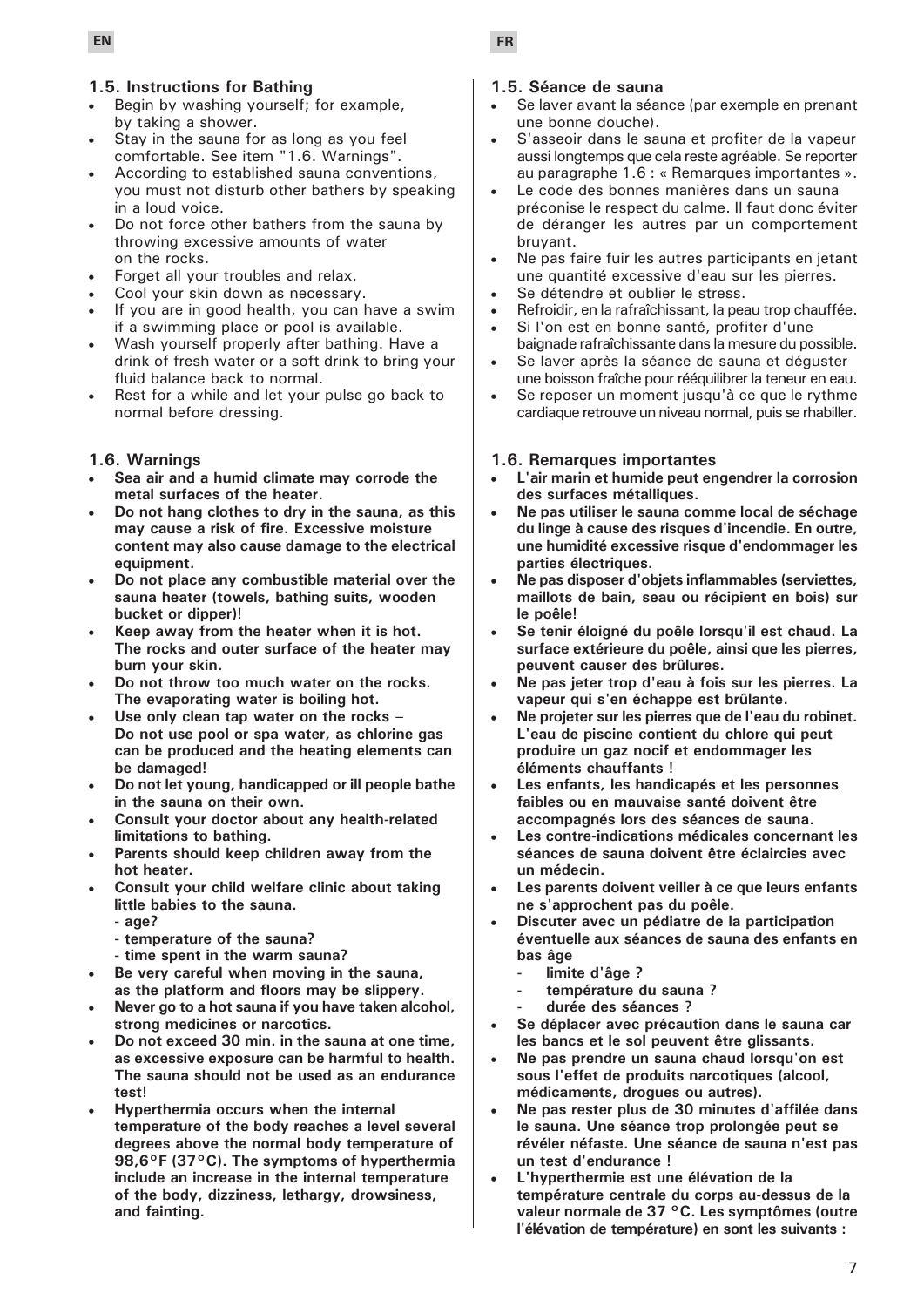EN

### 1.5. Instructions for Bathing

- Begin by washing yourself; for example, by taking a shower.
- Stay in the sauna for as long as you feel comfortable. See item "1.6. Warnings".
- According to established sauna conventions, you must not disturb other bathers by speaking in a loud voice.
- Do not force other bathers from the sauna by throwing excessive amounts of water on the rocks.
- Forget all your troubles and relax.
- Cool your skin down as necessary.
- If you are in good health, you can have a swim if a swimming place or pool is available.
- Wash yourself properly after bathing. Have a drink of fresh water or a soft drink to bring your fluid balance back to normal.
- Rest for a while and let your pulse go back to normal before dressing.

### 1.6. Warnings

- **Sea air and a humid climate may corrode the metal surfaces of the heater.**
- **Do not hang clothes to dry in the sauna, as this may cause a risk of fire. Excessive moisture content may also cause damage to the electrical equipment.**
- **Do not place any combustible material over the sauna heater (towels, bathing suits, wooden bucket or dipper)!**
- **Keep away from the heater when it is hot. The rocks and outer surface of the heater may burn your skin.**
- **Do not throw too much water on the rocks. The evaporating water is boiling hot.**
- **Use only clean tap water on the rocks – Do not use pool or spa water, as chlorine gas can be produced and the heating elements can be damaged!**
- **Do not let young, handicapped or ill people bathe in the sauna on their own.**
- **Consult your doctor about any health-related limitations to bathing.**
- **Parents should keep children away from the hot heater.**
- **Consult your child welfare clinic about taking little babies to the sauna.**
  - **age?**
  - **temperature of the sauna?**
  - **time spent in the warm sauna?**
- **Be very careful when moving in the sauna, as the platform and floors may be slippery.**
- **Never go to a hot sauna if you have taken alcohol, strong medicines or narcotics.**
- **Do not exceed 30 min. in the sauna at one time, as excessive exposure can be harmful to health. The sauna should not be used as an endurance test!**
- **Hyperthermia occurs when the internal temperature of the body reaches a level several degrees above the normal body temperature of 98,6°F (37°C). The symptoms of hyperthermia include an increase in the internal temperature of the body, dizziness, lethargy, drowsiness, and fainting.**

FR

### 1.5. Séance de sauna

- Se laver avant la séance (par exemple en prenant une bonne douche).
- S'asseoir dans le sauna et profiter de la vapeur aussi longtemps que cela reste agréable. Se reporter au paragraphe 1.6 : « Remarques importantes ».
- Le code des bonnes manières dans un sauna préconise le respect du calme. Il faut donc éviter de déranger les autres par un comportement bruyant.
- Ne pas faire fuir les autres participants en jetant une quantité excessive d'eau sur les pierres.
- Se détendre et oublier le stress.
- Refroidir, en la rafraîchissant, la peau trop chauffée.
- Si l'on est en bonne santé, profiter d'une baignade rafraîchissante dans la mesure du possible.
- Se laver après la séance de sauna et déguster une boisson fraîche pour rééquilibrer la teneur en eau.
- Se reposer un moment jusqu'à ce que le rythme cardiaque retrouve un niveau normal, puis se rhabiller.

### 1.6. Remarques importantes

- **L'air marin et humide peut engendrer la corrosion des surfaces métalliques.**
- **Ne pas utiliser le sauna comme local de séchage du linge à cause des risques d'incendie. En outre, une humidité excessive risque d'endommager les parties électriques.**
- **Ne pas disposer d'objets inflammables (serviettes, maillots de bain, seau ou récipient en bois) sur le poêle!**
- **Se tenir éloigné du poêle lorsqu'il est chaud. La surface extérieure du poêle, ainsi que les pierres, peuvent causer des brûlures.**
- **Ne pas jeter trop d'eau à fois sur les pierres. La vapeur qui s'en échappe est brûlante.**
- **Ne projeter sur les pierres que de l'eau du robinet. L'eau de piscine contient du chlore qui peut produire un gaz nocif et endommager les éléments chauffants !**
- **Les enfants, les handicapés et les personnes faibles ou en mauvaise santé doivent être accompagnés lors des séances de sauna.**
- **Les contre-indications médicales concernant les séances de sauna doivent être éclaircies avec un médecin.**
- **Les parents doivent veiller à ce que leurs enfants ne s'approchent pas du poêle.**
- **Discuter avec un pédiatre de la participation éventuelle aux séances de sauna des enfants en bas âge**
  - **limite d'âge ?**
  - **température du sauna ?**
  - **durée des séances ?**
- **Se déplacer avec précaution dans le sauna car les bancs et le sol peuvent être glissants.**
- **Ne pas prendre un sauna chaud lorsqu'on est sous l'effet de produits narcotiques (alcool, médicaments, drogues ou autres).**
- **Ne pas rester plus de 30 minutes d'affilée dans le sauna. Une séance trop prolongée peut se révéler néfaste. Une séance de sauna n'est pas un test d'endurance !**
- **L'hyperthermie est une élévation de la température centrale du corps au-dessus de la valeur normale de 37 °C. Les symptômes (outre l'élévation de température) en sont les suivants :**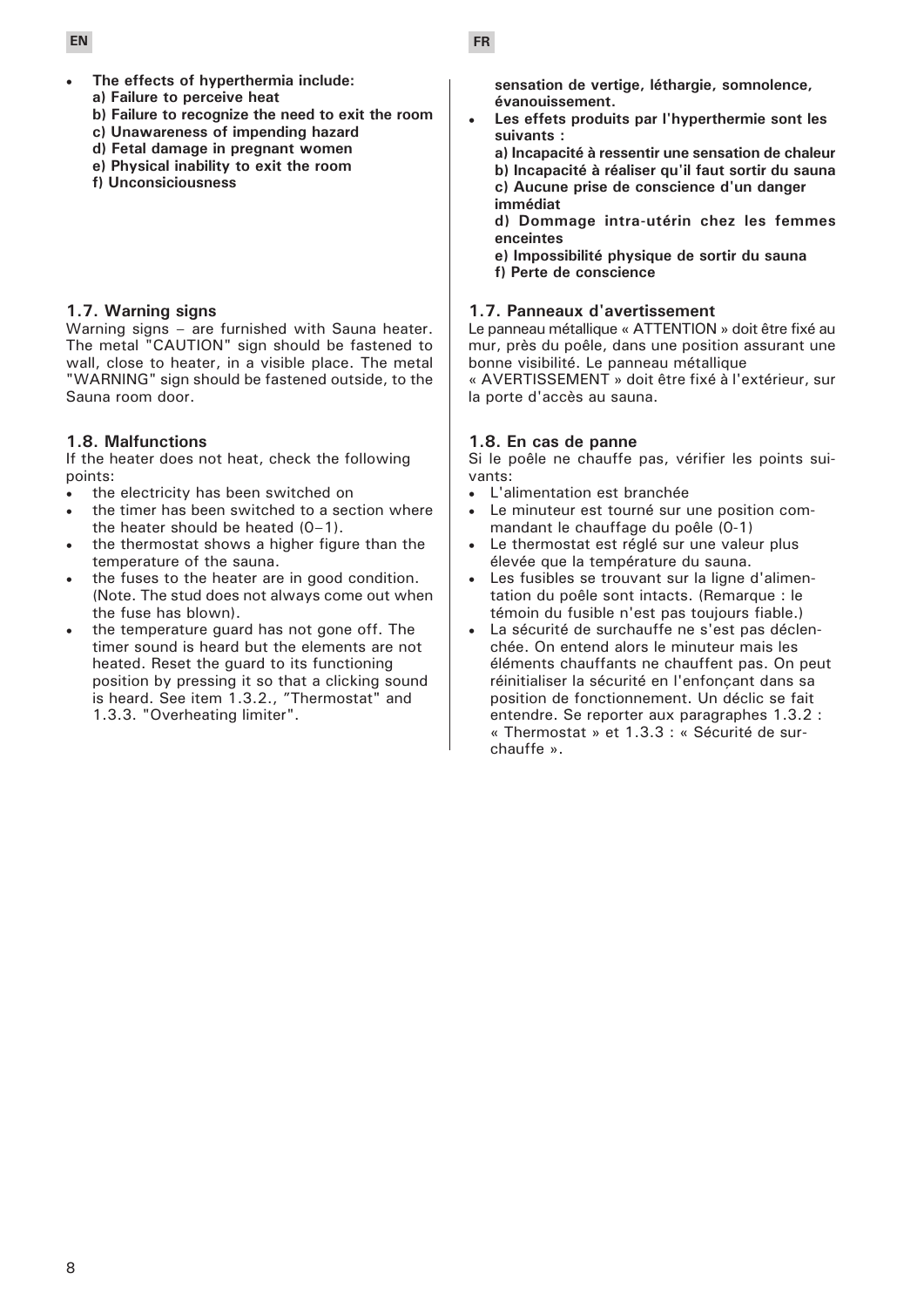- **The effects of hyperthermia include:**
  **a) Failure to perceive heat**
  **b) Failure to recognize the need to exit the room**
  **c) Unawareness of impending hazard**
  **d) Fetal damage in pregnant women**
  **e) Physical inability to exit the room**
  **f) Unconsiciousness**

### 1.7. Warning signs

Warning signs – are furnished with Sauna heater. The metal "CAUTION" sign should be fastened to wall, close to heater, in a visible place. The metal "WARNING" sign should be fastened outside, to the Sauna room door.

### 1.8. Malfunctions

If the heater does not heat, check the following points:

- the electricity has been switched on
- the timer has been switched to a section where the heater should be heated (0–1).
- the thermostat shows a higher figure than the temperature of the sauna.
- the fuses to the heater are in good condition. (Note. The stud does not always come out when the fuse has blown).
- the temperature guard has not gone off. The timer sound is heard but the elements are not heated. Reset the guard to its functioning position by pressing it so that a clicking sound is heard. See item 1.3.2., "Thermostat" and 1.3.3. "Overheating limiter".

**sensation de vertige, léthargie, somnolence, évanouissement.**

- **Les effets produits par l'hyperthermie sont les suivants :**
  **a) Incapacité à ressentir une sensation de chaleur**
  **b) Incapacité à réaliser qu'il faut sortir du sauna**
  **c) Aucune prise de conscience d'un danger immédiat**
  **d) Dommage intra-utérin chez les femmes enceintes**
  **e) Impossibilité physique de sortir du sauna**
  **f) Perte de conscience**

### 1.7. Panneaux d'avertissement

Le panneau métallique « ATTENTION » doit être fixé au mur, près du poêle, dans une position assurant une bonne visibilité. Le panneau métallique « AVERTISSEMENT » doit être fixé à l'extérieur, sur la porte d'accès au sauna.

### 1.8. En cas de panne

Si le poêle ne chauffe pas, vérifier les points suivants:

- L'alimentation est branchée
- Le minuteur est tourné sur une position commandant le chauffage du poêle (0-1)
- Le thermostat est réglé sur une valeur plus élevée que la température du sauna.
- Les fusibles se trouvant sur la ligne d'alimentation du poêle sont intacts. (Remarque : le témoin du fusible n'est pas toujours fiable.)
- La sécurité de surchauffe ne s'est pas déclenchée. On entend alors le minuteur mais les éléments chauffants ne chauffent pas. On peut réinitialiser la sécurité en l'enfonçant dans sa position de fonctionnement. Un déclic se fait entendre. Se reporter aux paragraphes 1.3.2 : « Thermostat » et 1.3.3 : « Sécurité de surchauffe ».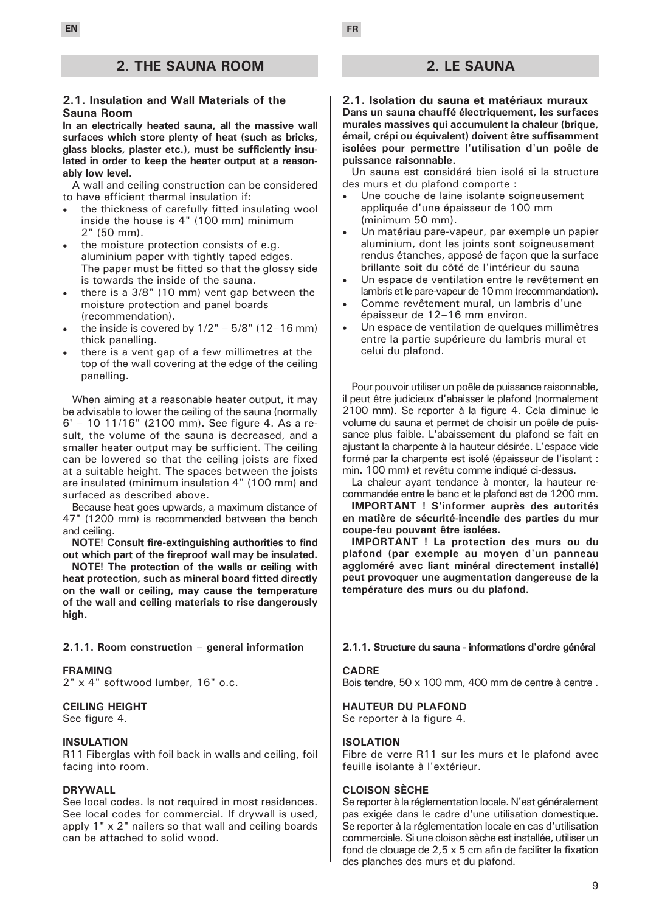## 2. THE SAUNA ROOM

### 2.1. Insulation and Wall Materials of the Sauna Room

**In an electrically heated sauna, all the massive wall surfaces which store plenty of heat (such as bricks, glass blocks, plaster etc.), must be sufficiently insulated in order to keep the heater output at a reasonably low level.**

A wall and ceiling construction can be considered to have efficient thermal insulation if:

- the thickness of carefully fitted insulating wool inside the house is 4" (100 mm) minimum 2" (50 mm).
- the moisture protection consists of e.g. aluminium paper with tightly taped edges. The paper must be fitted so that the glossy side is towards the inside of the sauna.
- there is a 3/8" (10 mm) vent gap between the moisture protection and panel boards (recommendation).
- the inside is covered by 1/2" – 5/8" (12–16 mm) thick panelling.
- there is a vent gap of a few millimetres at the top of the wall covering at the edge of the ceiling panelling.

When aiming at a reasonable heater output, it may be advisable to lower the ceiling of the sauna (normally 6' – 10 11/16" (2100 mm). See figure 4. As a result, the volume of the sauna is decreased, and a smaller heater output may be sufficient. The ceiling can be lowered so that the ceiling joists are fixed at a suitable height. The spaces between the joists are insulated (minimum insulation 4" (100 mm) and surfaced as described above.

Because heat goes upwards, a maximum distance of 47" (1200 mm) is recommended between the bench and ceiling.

**NOTE! Consult fire-extinguishing authorities to find out which part of the fireproof wall may be insulated.**

**NOTE! The protection of the walls or ceiling with heat protection, such as mineral board fitted directly on the wall or ceiling, may cause the temperature of the wall and ceiling materials to rise dangerously high.**

#### 2.1.1. Room construction – general information

**FRAMING**
2" x 4" softwood lumber, 16" o.c.

**CEILING HEIGHT**
See figure 4.

**INSULATION**
R11 Fiberglas with foil back in walls and ceiling, foil facing into room.

**DRYWALL**
See local codes. Is not required in most residences. See local codes for commercial. If drywall is used, apply 1" x 2" nailers so that wall and ceiling boards can be attached to solid wood.

## 2. LE SAUNA

### 2.1. Isolation du sauna et matériaux muraux

**Dans un sauna chauffé électriquement, les surfaces murales massives qui accumulent la chaleur (brique, émail, crépi ou équivalent) doivent être suffisamment isolées pour permettre l'utilisation d'un poêle de puissance raisonnable.**

Un sauna est considéré bien isolé si la structure des murs et du plafond comporte :

- Une couche de laine isolante soigneusement appliquée d'une épaisseur de 100 mm (minimum 50 mm).
- Un matériau pare-vapeur, par exemple un papier aluminium, dont les joints sont soigneusement rendus étanches, apposé de façon que la surface brillante soit du côté de l'intérieur du sauna
- Un espace de ventilation entre le revêtement en lambris et le pare-vapeur de 10 mm (recommandation).
- Comme revêtement mural, un lambris d'une épaisseur de 12–16 mm environ.
- Un espace de ventilation de quelques millimètres entre la partie supérieure du lambris mural et celui du plafond.

Pour pouvoir utiliser un poêle de puissance raisonnable, il peut être judicieux d'abaisser le plafond (normalement 2100 mm). Se reporter à la figure 4. Cela diminue le volume du sauna et permet de choisir un poêle de puissance plus faible. L'abaissement du plafond se fait en ajustant la charpente à la hauteur désirée. L'espace vide formé par la charpente est isolé (épaisseur de l'isolant : min. 100 mm) et revêtu comme indiqué ci-dessus.

La chaleur ayant tendance à monter, la hauteur recommandée entre le banc et le plafond est de 1200 mm.

**IMPORTANT ! S'informer auprès des autorités en matière de sécurité-incendie des parties du mur coupe-feu pouvant être isolées.**

**IMPORTANT ! La protection des murs ou du plafond (par exemple au moyen d'un panneau aggloméré avec liant minéral directement installé) peut provoquer une augmentation dangereuse de la température des murs ou du plafond.**

#### 2.1.1. Structure du sauna - informations d'ordre général

**CADRE**
Bois tendre, 50 x 100 mm, 400 mm de centre à centre .

**HAUTEUR DU PLAFOND**
Se reporter à la figure 4.

**ISOLATION**
Fibre de verre R11 sur les murs et le plafond avec feuille isolante à l'extérieur.

**CLOISON SÈCHE**
Se reporter à la réglementation locale. N'est généralement pas exigée dans le cadre d'une utilisation domestique. Se reporter à la réglementation locale en cas d'utilisation commerciale. Si une cloison sèche est installée, utiliser un fond de clouage de 2,5 x 5 cm afin de faciliter la fixation des planches des murs et du plafond.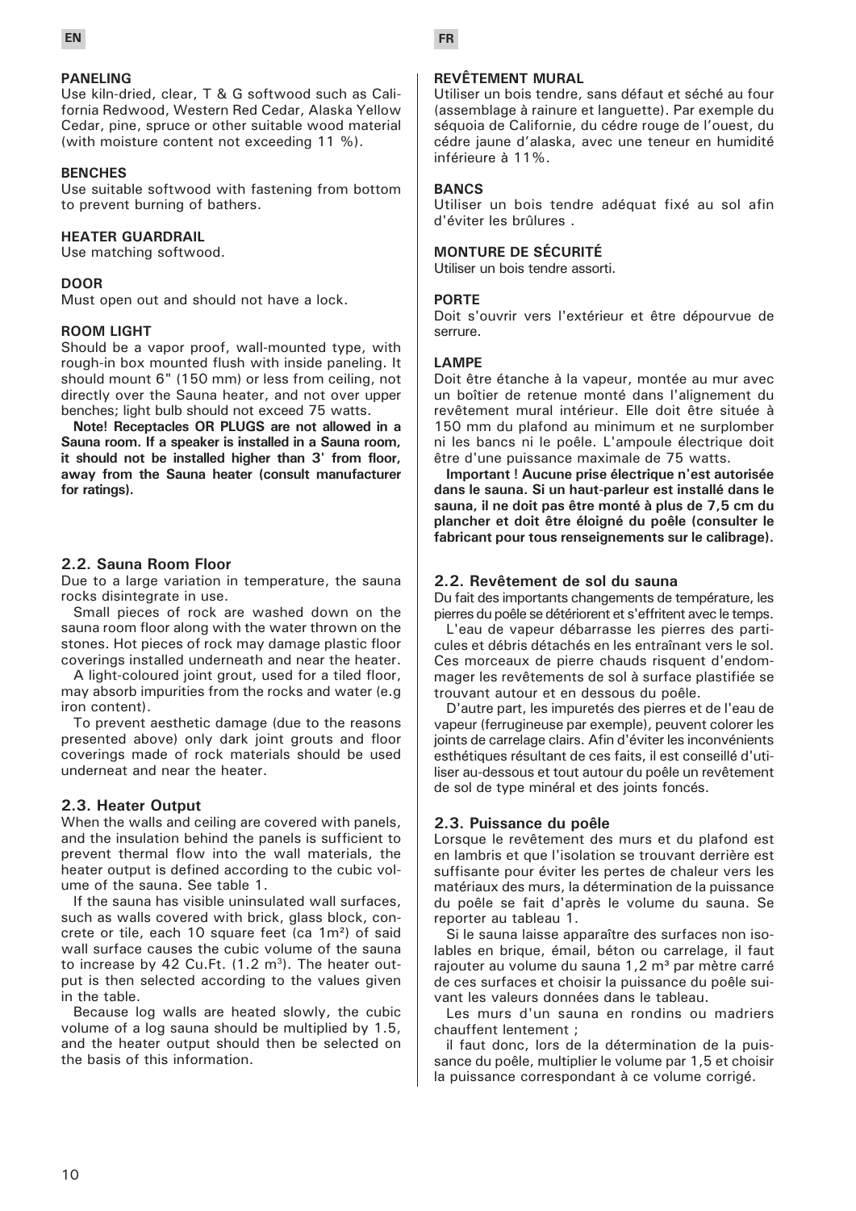**PANELING**

Use kiln-dried, clear, T & G softwood such as California Redwood, Western Red Cedar, Alaska Yellow Cedar, pine, spruce or other suitable wood material (with moisture content not exceeding 11 %).

**BENCHES**

Use suitable softwood with fastening from bottom to prevent burning of bathers.

**HEATER GUARDRAIL**

Use matching softwood.

**DOOR**

Must open out and should not have a lock.

**ROOM LIGHT**

Should be a vapor proof, wall-mounted type, with rough-in box mounted flush with inside paneling. It should mount 6" (150 mm) or less from ceiling, not directly over the Sauna heater, and not over upper benches; light bulb should not exceed 75 watts.

**Note! Receptacles OR PLUGS are not allowed in a Sauna room. If a speaker is installed in a Sauna room, it should not be installed higher than 3' from floor, away from the Sauna heater (consult manufacturer for ratings).**

### 2.2. Sauna Room Floor

Due to a large variation in temperature, the sauna rocks disintegrate in use.

Small pieces of rock are washed down on the sauna room floor along with the water thrown on the stones. Hot pieces of rock may damage plastic floor coverings installed underneath and near the heater.

A light-coloured joint grout, used for a tiled floor, may absorb impurities from the rocks and water (e.g iron content).

To prevent aesthetic damage (due to the reasons presented above) only dark joint grouts and floor coverings made of rock materials should be used underneat and near the heater.

### 2.3. Heater Output

When the walls and ceiling are covered with panels, and the insulation behind the panels is sufficient to prevent thermal flow into the wall materials, the heater output is defined according to the cubic volume of the sauna. See table 1.

If the sauna has visible uninsulated wall surfaces, such as walls covered with brick, glass block, concrete or tile, each 10 square feet (ca 1m²) of said wall surface causes the cubic volume of the sauna to increase by 42 Cu.Ft. (1.2 m³). The heater output is then selected according to the values given in the table.

Because log walls are heated slowly, the cubic volume of a log sauna should be multiplied by 1.5, and the heater output should then be selected on the basis of this information.

**REVÊTEMENT MURAL**

Utiliser un bois tendre, sans défaut et séché au four (assemblage à rainure et languette). Par exemple du séquoia de Californie, du cédre rouge de l'ouest, du cédre jaune d'alaska, avec une teneur en humidité inférieure à 11%.

**BANCS**

Utiliser un bois tendre adéquat fixé au sol afin d'éviter les brûlures .

**MONTURE DE SÉCURITÉ**

Utiliser un bois tendre assorti.

**PORTE**

Doit s'ouvrir vers l'extérieur et être dépourvue de serrure.

**LAMPE**

Doit être étanche à la vapeur, montée au mur avec un boîtier de retenue monté dans l'alignement du revêtement mural intérieur. Elle doit être située à 150 mm du plafond au minimum et ne surplomber ni les bancs ni le poêle. L'ampoule électrique doit être d'une puissance maximale de 75 watts.

**Important ! Aucune prise électrique n'est autorisée dans le sauna. Si un haut-parleur est installé dans le sauna, il ne doit pas être monté à plus de 7,5 cm du plancher et doit être éloigné du poêle (consulter le fabricant pour tous renseignements sur le calibrage).**

### 2.2. Revêtement de sol du sauna

Du fait des importants changements de température, les pierres du poêle se détériorent et s'effritent avec le temps.

L'eau de vapeur débarrasse les pierres des particules et débris détachés en les entraînant vers le sol. Ces morceaux de pierre chauds risquent d'endommager les revêtements de sol à surface plastifiée se trouvant autour et en dessous du poêle.

D'autre part, les impuretés des pierres et de l'eau de vapeur (ferrugineuse par exemple), peuvent colorer les joints de carrelage clairs. Afin d'éviter les inconvénients esthétiques résultant de ces faits, il est conseillé d'utiliser au-dessous et tout autour du poêle un revêtement de sol de type minéral et des joints foncés.

### 2.3. Puissance du poêle

Lorsque le revêtement des murs et du plafond est en lambris et que l'isolation se trouvant derrière est suffisante pour éviter les pertes de chaleur vers les matériaux des murs, la détermination de la puissance du poêle se fait d'après le volume du sauna. Se reporter au tableau 1.

Si le sauna laisse apparaître des surfaces non isolables en brique, émail, béton ou carrelage, il faut rajouter au volume du sauna 1,2 m³ par mètre carré de ces surfaces et choisir la puissance du poêle suivant les valeurs données dans le tableau.

Les murs d'un sauna en rondins ou madriers chauffent lentement ;

il faut donc, lors de la détermination de la puissance du poêle, multiplier le volume par 1,5 et choisir la puissance correspondant à ce volume corrigé.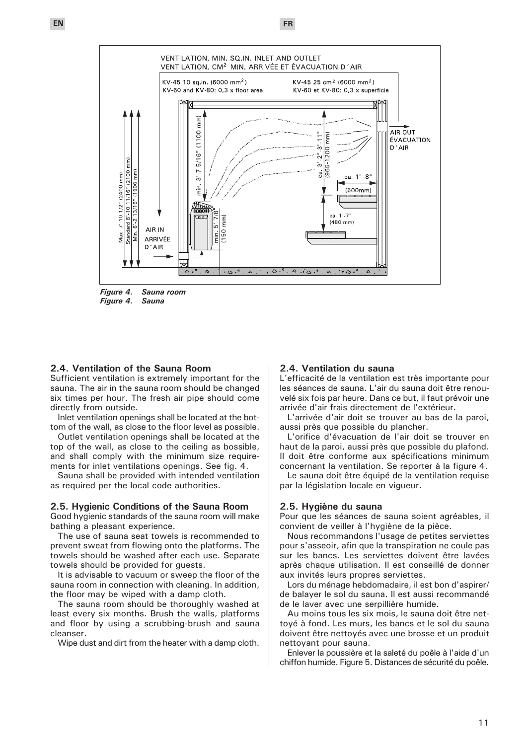VENTILATION, MIN. SQ.IN. INLET AND OUTLET
VENTILATION, CM² MIN. ARRIVÉE ET ÉVACUATION D´AIR

KV-45 10 sq.in. (6000 mm²)
KV-60 and KV-80: 0,3 x floor area

KV-45 25 cm² (6000 mm²)
KV-60 et KV-80: 0,3 x superficie

AIR OUT / ÉVACUATION D´AIR

AIR IN / ARRIVÉE D´AIR

Max. 7'-10 1/2" (2400 mm)
Standard 6'-10 11/16" (2100 mm)
Min. 6'-2 13/16" (1900 mm)

min. 3'-7 5/16" (1100 mm)

min. 5 7/8" (150 mm)

ca. 3'-2"-3'-11" (965-1200 mm)

ca. 1'-8" (500mm)

ca. 1'-7" (480 mm)

*Figure 4. Sauna room*
*Figure 4. Sauna*

## 2.4. Ventilation of the Sauna Room

Sufficient ventilation is extremely important for the sauna. The air in the sauna room should be changed six times per hour. The fresh air pipe should come directly from outside.

Inlet ventilation openings shall be located at the bottom of the wall, as close to the floor level as possible.

Outlet ventilation openings shall be located at the top of the wall, as close to the ceiling as bossible, and shall comply with the minimum size requirements for inlet ventilations openings. See fig. 4.

Sauna shall be provided with intended ventilation as required per the local code authorities.

## 2.5. Hygienic Conditions of the Sauna Room

Good hygienic standards of the sauna room will make bathing a pleasant experience.

The use of sauna seat towels is recommended to prevent sweat from flowing onto the platforms. The towels should be washed after each use. Separate towels should be provided for guests.

It is advisable to vacuum or sweep the floor of the sauna room in connection with cleaning. In addition, the floor may be wiped with a damp cloth.

The sauna room should be thoroughly washed at least every six months. Brush the walls, platforms and floor by using a scrubbing-brush and sauna cleanser.

Wipe dust and dirt from the heater with a damp cloth.

## 2.4. Ventilation du sauna

L'efficacité de la ventilation est très importante pour les séances de sauna. L'air du sauna doit être renouvelé six fois par heure. Dans ce but, il faut prévoir une arrivée d'air frais directement de l'extérieur.

L'arrivée d'air doit se trouver au bas de la paroi, aussi près que possible du plancher.

L'orifice d'évacuation de l'air doit se trouver en haut de la paroi, aussi près que possible du plafond. Il doit être conforme aux spécifications minimum concernant la ventilation. Se reporter à la figure 4.

Le sauna doit être équipé de la ventilation requise par la législation locale en vigueur.

## 2.5. Hygiène du sauna

Pour que les séances de sauna soient agréables, il convient de veiller à l'hygiène de la pièce.

Nous recommandons l'usage de petites serviettes pour s'asseoir, afin que la transpiration ne coule pas sur les bancs. Les serviettes doivent être lavées après chaque utilisation. Il est conseillé de donner aux invités leurs propres serviettes.

Lors du ménage hebdomadaire, il est bon d'aspirer/de balayer le sol du sauna. Il est aussi recommandé de le laver avec une serpillière humide.

Au moins tous les six mois, le sauna doit être nettoyé à fond. Les murs, les bancs et le sol du sauna doivent être nettoyés avec une brosse et un produit nettoyant pour sauna.

Enlever la poussière et la saleté du poêle à l'aide d'un chiffon humide. Figure 5. Distances de sécurité du poêle.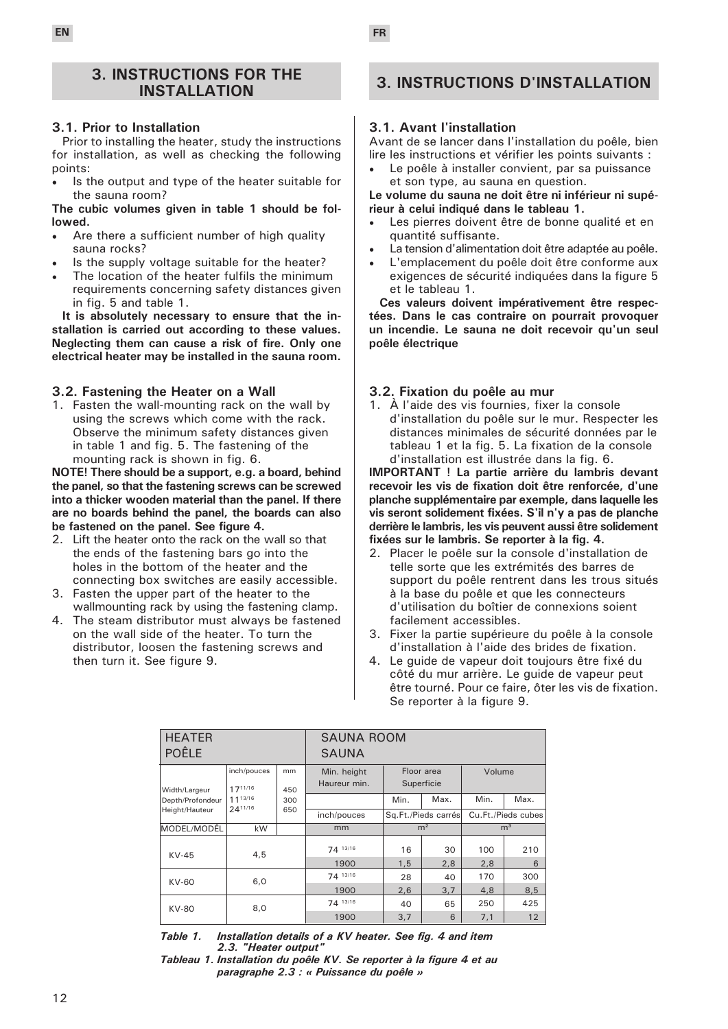EN

## 3. INSTRUCTIONS FOR THE INSTALLATION

### 3.1. Prior to Installation

Prior to installing the heater, study the instructions for installation, as well as checking the following points:

- Is the output and type of the heater suitable for the sauna room?

**The cubic volumes given in table 1 should be followed.**

- Are there a sufficient number of high quality sauna rocks?
- Is the supply voltage suitable for the heater?
- The location of the heater fulfils the minimum requirements concerning safety distances given in fig. 5 and table 1.

**It is absolutely necessary to ensure that the installation is carried out according to these values. Neglecting them can cause a risk of fire. Only one electrical heater may be installed in the sauna room.**

### 3.2. Fastening the Heater on a Wall

1. Fasten the wall-mounting rack on the wall by using the screws which come with the rack. Observe the minimum safety distances given in table 1 and fig. 5. The fastening of the mounting rack is shown in fig. 6.

**NOTE! There should be a support, e.g. a board, behind the panel, so that the fastening screws can be screwed into a thicker wooden material than the panel. If there are no boards behind the panel, the boards can also be fastened on the panel. See figure 4.**

2. Lift the heater onto the rack on the wall so that the ends of the fastening bars go into the holes in the bottom of the heater and the connecting box switches are easily accessible.
3. Fasten the upper part of the heater to the wallmounting rack by using the fastening clamp.
4. The steam distributor must always be fastened on the wall side of the heater. To turn the distributor, loosen the fastening screws and then turn it. See figure 9.

FR

## 3. INSTRUCTIONS D'INSTALLATION

### 3.1. Avant l'installation

Avant de se lancer dans l'installation du poêle, bien lire les instructions et vérifier les points suivants :

- Le poêle à installer convient, par sa puissance et son type, au sauna en question.

**Le volume du sauna ne doit être ni inférieur ni supérieur à celui indiqué dans le tableau 1.**

- Les pierres doivent être de bonne qualité et en quantité suffisante.
- La tension d'alimentation doit être adaptée au poêle.
- L'emplacement du poêle doit être conforme aux exigences de sécurité indiquées dans la figure 5 et le tableau 1.

**Ces valeurs doivent impérativement être respectées. Dans le cas contraire on pourrait provoquer un incendie. Le sauna ne doit recevoir qu'un seul poêle électrique**

### 3.2. Fixation du poêle au mur

1. À l'aide des vis fournies, fixer la console d'installation du poêle sur le mur. Respecter les distances minimales de sécurité données par le tableau 1 et la fig. 5. La fixation de la console d'installation est illustrée dans la fig. 6.

**IMPORTANT ! La partie arrière du lambris devant recevoir les vis de fixation doit être renforcée, d'une planche supplémentaire par exemple, dans laquelle les vis seront solidement fixées. S'il n'y a pas de planche derrière le lambris, les vis peuvent aussi être solidement fixées sur le lambris. Se reporter à la fig. 4.**

2. Placer le poêle sur la console d'installation de telle sorte que les extrémités des barres de support du poêle rentrent dans les trous situés à la base du poêle et que les connecteurs d'utilisation du boîtier de connexions soient facilement accessibles.
3. Fixer la partie supérieure du poêle à la console d'installation à l'aide des brides de fixation.
4. Le guide de vapeur doit toujours être fixé du côté du mur arrière. Le guide de vapeur peut être tourné. Pour ce faire, ôter les vis de fixation. Se reporter à la figure 9.

| HEATER<br>POÊLE | | | SAUNA ROOM<br>SAUNA | | | | |
|---|---|---|---|---|---|---|---|
| Width/Largeur<br>Depth/Profondeur<br>Height/Hauteur | inch/pouces<br>17 11/16<br>11 13/16<br>24 11/16 | mm<br>450<br>300<br>650 | Min. height<br>Haureur min. | Floor area<br>Superficie | | Volume | |
| | | | | Min. | Max. | Min. | Max. |
| | | | inch/pouces | Sq.Ft./Pieds carrés | | Cu.Ft./Pieds cubes | |
| MODEL/MODÉL | kW | | mm | m² | | m³ | |
| KV-45 | 4,5 | | 74 13/16 | 16 | 30 | 100 | 210 |
| | | | 1900 | 1,5 | 2,8 | 2,8 | 6 |
| KV-60 | 6,0 | | 74 13/16 | 28 | 40 | 170 | 300 |
| | | | 1900 | 2,6 | 3,7 | 4,8 | 8,5 |
| KV-80 | 8,0 | | 74 13/16 | 40 | 65 | 250 | 425 |
| | | | 1900 | 3,7 | 6 | 7,1 | 12 |

*Table 1. Installation details of a KV heater. See fig. 4 and item 2.3. "Heater output"*

*Tableau 1. Installation du poêle KV. Se reporter à la figure 4 et au paragraphe 2.3 : « Puissance du poêle »*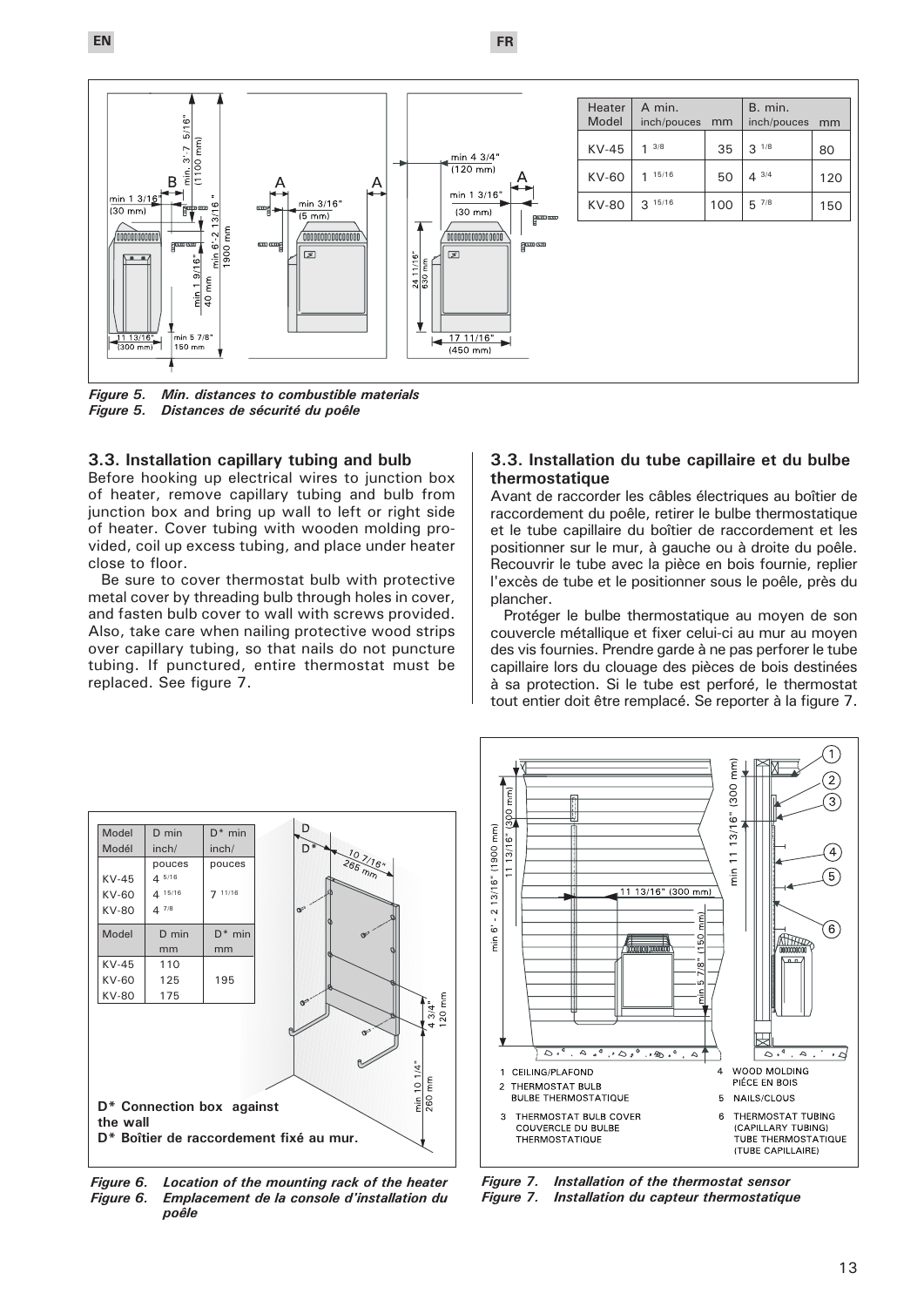| Heater Model | A min. inch/pouces | mm | B. min. inch/pouces | mm |
|---|---|---|---|---|
| KV-45 | 1 3/8 | 35 | 3 1/8 | 80 |
| KV-60 | 1 15/16 | 50 | 4 3/4 | 120 |
| KV-80 | 3 15/16 | 100 | 5 7/8 | 150 |

*Figure 5. Min. distances to combustible materials*
*Figure 5. Distances de sécurité du poêle*

### 3.3. Installation capillary tubing and bulb

Before hooking up electrical wires to junction box of heater, remove capillary tubing and bulb from junction box and bring up wall to left or right side of heater. Cover tubing with wooden molding provided, coil up excess tubing, and place under heater close to floor.

Be sure to cover thermostat bulb with protective metal cover by threading bulb through holes in cover, and fasten bulb cover to wall with screws provided. Also, take care when nailing protective wood strips over capillary tubing, so that nails do not puncture tubing. If punctured, entire thermostat must be replaced. See figure 7.

### 3.3. Installation du tube capillaire et du bulbe thermostatique

Avant de raccorder les câbles électriques au boîtier de raccordement du poêle, retirer le bulbe thermostatique et le tube capillaire du boîtier de raccordement et les positionner sur le mur, à gauche ou à droite du poêle. Recouvrir le tube avec la pièce en bois fournie, replier l'excès de tube et le positionner sous le poêle, près du plancher.

Protéger le bulbe thermostatique au moyen de son couvercle métallique et fixer celui-ci au mur au moyen des vis fournies. Prendre garde à ne pas perforer le tube capillaire lors du clouage des pièces de bois destinées à sa protection. Si le tube est perforé, le thermostat tout entier doit être remplacé. Se reporter à la figure 7.

| Model Modél | D min inch/ pouces | D* min inch/ pouces |
|---|---|---|
| KV-45 | 4 5/16 | |
| KV-60 | 4 15/16 | 7 11/16 |
| KV-80 | 4 7/8 | |

| Model | D min mm | D* min mm |
|---|---|---|
| KV-45 | 110 | |
| KV-60 | 125 | 195 |
| KV-80 | 175 | |

**D* Connection box against the wall**
**D* Boîtier de raccordement fixé au mur.**

*Figure 6. Location of the mounting rack of the heater*
*Figure 6. Emplacement de la console d'installation du poêle*

1 CEILING/PLAFOND
2 THERMOSTAT BULB / BULBE THERMOSTATIQUE
3 THERMOSTAT BULB COVER / COUVERCLE DU BULBE THERMOSTATIQUE
4 WOOD MOLDING / PIÈCE EN BOIS
5 NAILS/CLOUS
6 THERMOSTAT TUBING (CAPILLARY TUBING) / TUBE THERMOSTATIQUE (TUBE CAPILLAIRE)

*Figure 7. Installation of the thermostat sensor*
*Figure 7. Installation du capteur thermostatique*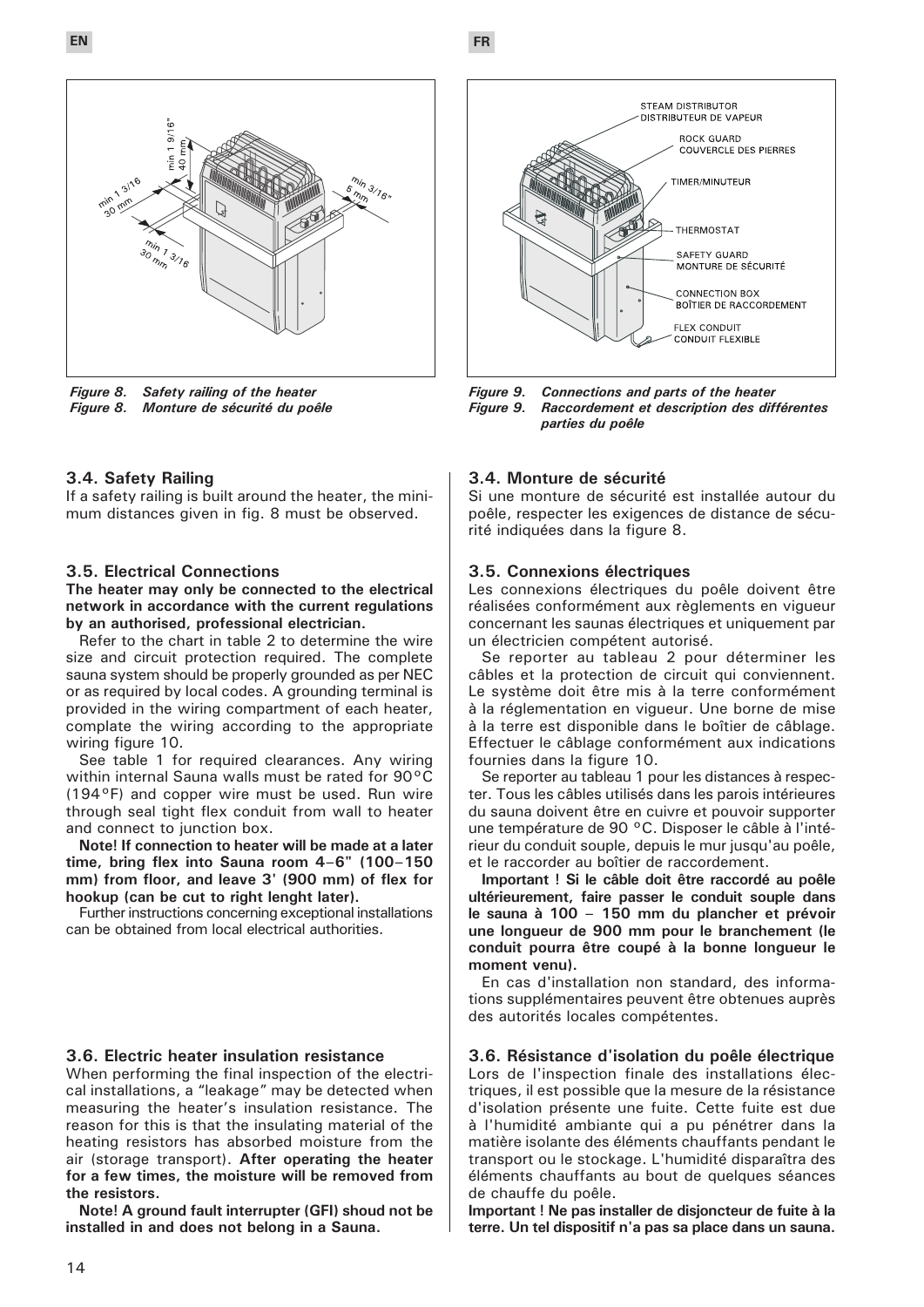Figure 8. Safety railing of the heater
Figure 8. Monture de sécurité du poêle

Figure 9. Connections and parts of the heater
Figure 9. Raccordement et description des différentes parties du poêle

### 3.4. Safety Railing

If a safety railing is built around the heater, the minimum distances given in fig. 8 must be observed.

### 3.5. Electrical Connections

**The heater may only be connected to the electrical network in accordance with the current regulations by an authorised, professional electrician.**

Refer to the chart in table 2 to determine the wire size and circuit protection required. The complete sauna system should be properly grounded as per NEC or as required by local codes. A grounding terminal is provided in the wiring compartment of each heater, complate the wiring according to the appropriate wiring figure 10.

See table 1 for required clearances. Any wiring within internal Sauna walls must be rated for 90°C (194°F) and copper wire must be used. Run wire through seal tight flex conduit from wall to heater and connect to junction box.

**Note! If connection to heater will be made at a later time, bring flex into Sauna room 4–6" (100–150 mm) from floor, and leave 3' (900 mm) of flex for hookup (can be cut to right lenght later).**

Further instructions concerning exceptional installations can be obtained from local electrical authorities.

### 3.6. Electric heater insulation resistance

When performing the final inspection of the electrical installations, a "leakage" may be detected when measuring the heater's insulation resistance. The reason for this is that the insulating material of the heating resistors has absorbed moisture from the air (storage transport). **After operating the heater for a few times, the moisture will be removed from the resistors.**

**Note! A ground fault interrupter (GFI) shoud not be installed in and does not belong in a Sauna.**

### 3.4. Monture de sécurité

Si une monture de sécurité est installée autour du poêle, respecter les exigences de distance de sécurité indiquées dans la figure 8.

### 3.5. Connexions électriques

Les connexions électriques du poêle doivent être réalisées conformément aux règlements en vigueur concernant les saunas électriques et uniquement par un électricien compétent autorisé.

Se reporter au tableau 2 pour déterminer les câbles et la protection de circuit qui conviennent. Le système doit être mis à la terre conformément à la réglementation en vigueur. Une borne de mise à la terre est disponible dans le boîtier de câblage. Effectuer le câblage conformément aux indications fournies dans la figure 10.

Se reporter au tableau 1 pour les distances à respecter. Tous les câbles utilisés dans les parois intérieures du sauna doivent être en cuivre et pouvoir supporter une température de 90 °C. Disposer le câble à l'intérieur du conduit souple, depuis le mur jusqu'au poêle, et le raccorder au boîtier de raccordement.

**Important ! Si le câble doit être raccordé au poêle ultérieurement, faire passer le conduit souple dans le sauna à 100 – 150 mm du plancher et prévoir une longueur de 900 mm pour le branchement (le conduit pourra être coupé à la bonne longueur le moment venu).**

En cas d'installation non standard, des informations supplémentaires peuvent être obtenues auprès des autorités locales compétentes.

### 3.6. Résistance d'isolation du poêle électrique

Lors de l'inspection finale des installations électriques, il est possible que la mesure de la résistance d'isolation présente une fuite. Cette fuite est due à l'humidité ambiante qui a pu pénétrer dans la matière isolante des éléments chauffants pendant le transport ou le stockage. L'humidité disparaîtra des éléments chauffants au bout de quelques séances de chauffe du poêle.

**Important ! Ne pas installer de disjoncteur de fuite à la terre. Un tel dispositif n'a pas sa place dans un sauna.**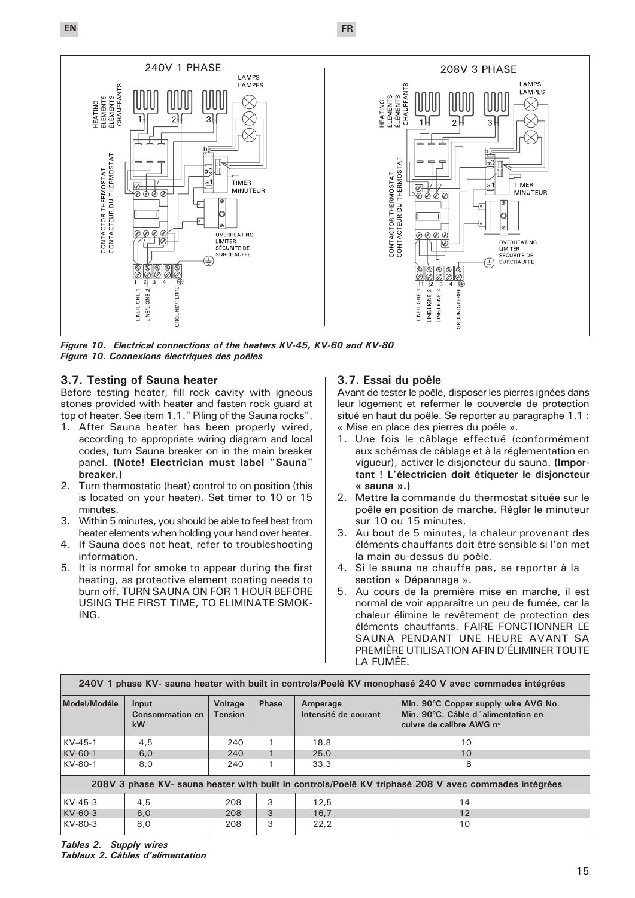Figure 10. Electrical connections of the heaters KV-45, KV-60 and KV-80
*Figure 10. Connexions électriques des poêles*

### 3.7. Testing of Sauna heater

Before testing heater, fill rock cavity with igneous stones provided with heater and fasten rock guard at top of heater. See item 1.1." Piling of the Sauna rocks".

1. After Sauna heater has been properly wired, according to appropriate wiring diagram and local codes, turn Sauna breaker on in the main breaker panel. **(Note! Electrician must label "Sauna" breaker.)**
2. Turn thermostatic (heat) control to on position (this is located on your heater). Set timer to 10 or 15 minutes.
3. Within 5 minutes, you should be able to feel heat from heater elements when holding your hand over heater.
4. If Sauna does not heat, refer to troubleshooting information.
5. It is normal for smoke to appear during the first heating, as protective element coating needs to burn off. TURN SAUNA ON FOR 1 HOUR BEFORE USING THE FIRST TIME, TO ELIMINATE SMOKING.

### 3.7. Essai du poêle

Avant de tester le poêle, disposer les pierres ignées dans leur logement et refermer le couvercle de protection situé en haut du poêle. Se reporter au paragraphe 1.1 : « Mise en place des pierres du poêle ».

1. Une fois le câblage effectué (conformément aux schémas de câblage et à la réglementation en vigueur), activer le disjoncteur du sauna. **(Important ! L'électricien doit étiqueter le disjoncteur « sauna ».)**
2. Mettre la commande du thermostat située sur le poêle en position de marche. Régler le minuteur sur 10 ou 15 minutes.
3. Au bout de 5 minutes, la chaleur provenant des éléments chauffants doit être sensible si l'on met la main au-dessus du poêle.
4. Si le sauna ne chauffe pas, se reporter à la section « Dépannage ».
5. Au cours de la première mise en marche, il est normal de voir apparaître un peu de fumée, car la chaleur élimine le revêtement de protection des éléments chauffants. FAIRE FONCTIONNER LE SAUNA PENDANT UNE HEURE AVANT SA PREMIÈRE UTILISATION AFIN D'ÉLIMINER TOUTE LA FUMÉE.

| 240V 1 phase KV- sauna heater with built in controls/Poelê KV monophasé 240 V avec commades intégrées | | | | | |
|---|---|---|---|---|---|
| **Model/Modéle** | **Input Consommation en kW** | **Voltage Tension** | **Phase** | **Amperage Intensité de courant** | **Min. 90ºC Copper supply wire AVG No. Min. 90ºC. Câble d´alimentation en cuivre de calibre AWG nº** |
| KV-45-1 | 4,5 | 240 | 1 | 18,8 | 10 |
| KV-60-1 | 6,0 | 240 | 1 | 25,0 | 10 |
| KV-80-1 | 8,0 | 240 | 1 | 33,3 | 8 |
| **208V 3 phase KV- sauna heater with built in controls/Poelê KV triphasé 208 V avec commades intégrées** | | | | | |
| KV-45-3 | 4,5 | 208 | 3 | 12,5 | 14 |
| KV-60-3 | 6,0 | 208 | 3 | 16,7 | 12 |
| KV-80-3 | 8,0 | 208 | 3 | 22,2 | 10 |

*Tables 2. Supply wires*
*Tablaux 2. Câbles d'alimentation*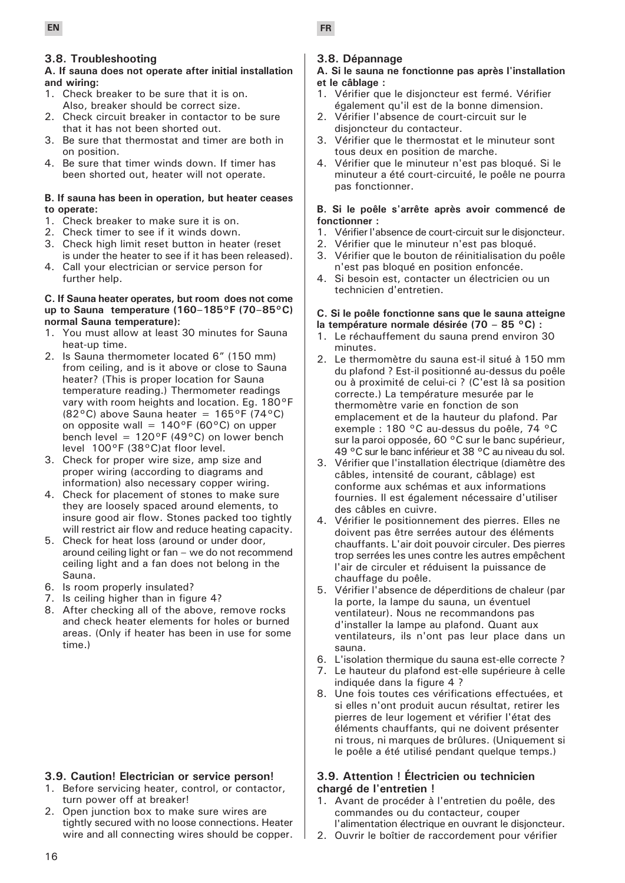EN

### 3.8. Troubleshooting

**A. If sauna does not operate after initial installation and wiring:**

1. Check breaker to be sure that it is on. Also, breaker should be correct size.
2. Check circuit breaker in contactor to be sure that it has not been shorted out.
3. Be sure that thermostat and timer are both in on position.
4. Be sure that timer winds down. If timer has been shorted out, heater will not operate.

**B. If sauna has been in operation, but heater ceases to operate:**

1. Check breaker to make sure it is on.
2. Check timer to see if it winds down.
3. Check high limit reset button in heater (reset is under the heater to see if it has been released).
4. Call your electrician or service person for further help.

**C. If Sauna heater operates, but room does not come up to Sauna temperature (160–185°F (70–85°C) normal Sauna temperature):**

1. You must allow at least 30 minutes for Sauna heat-up time.
2. Is Sauna thermometer located 6" (150 mm) from ceiling, and is it above or close to Sauna heater? (This is proper location for Sauna temperature reading.) Thermometer readings vary with room heights and location. Eg. 180°F (82°C) above Sauna heater = 165°F (74°C) on opposite wall = 140°F (60°C) on upper bench level = 120°F (49°C) on lower bench level 100°F (38°C)at floor level.
3. Check for proper wire size, amp size and proper wiring (according to diagrams and information) also necessary copper wiring.
4. Check for placement of stones to make sure they are loosely spaced around elements, to insure good air flow. Stones packed too tightly will restrict air flow and reduce heating capacity.
5. Check for heat loss (around or under door, around ceiling light or fan – we do not recommend ceiling light and a fan does not belong in the Sauna.
6. Is room properly insulated?
7. Is ceiling higher than in figure 4?
8. After checking all of the above, remove rocks and check heater elements for holes or burned areas. (Only if heater has been in use for some time.)

### 3.9. Caution! Electrician or service person!

1. Before servicing heater, control, or contactor, turn power off at breaker!
2. Open junction box to make sure wires are tightly secured with no loose connections. Heater wire and all connecting wires should be copper.

FR

### 3.8. Dépannage

**A. Si le sauna ne fonctionne pas après l'installation et le câblage :**

1. Vérifier que le disjoncteur est fermé. Vérifier également qu'il est de la bonne dimension.
2. Vérifier l'absence de court-circuit sur le disjoncteur du contacteur.
3. Vérifier que le thermostat et le minuteur sont tous deux en position de marche.
4. Vérifier que le minuteur n'est pas bloqué. Si le minuteur a été court-circuité, le poêle ne pourra pas fonctionner.

**B. Si le poêle s'arrête après avoir commencé de fonctionner :**

1. Vérifier l'absence de court-circuit sur le disjoncteur.
2. Vérifier que le minuteur n'est pas bloqué.
3. Vérifier que le bouton de réinitialisation du poêle n'est pas bloqué en position enfoncée.
4. Si besoin est, contacter un électricien ou un technicien d'entretien.

**C. Si le poêle fonctionne sans que le sauna atteigne la température normale désirée (70 – 85 °C) :**

1. Le réchauffement du sauna prend environ 30 minutes.
2. Le thermomètre du sauna est-il situé à 150 mm du plafond ? Est-il positionné au-dessus du poêle ou à proximité de celui-ci ? (C'est là sa position correcte.) La température mesurée par le thermomètre varie en fonction de son emplacement et de la hauteur du plafond. Par exemple : 180 °C au-dessus du poêle, 74 °C sur la paroi opposée, 60 °C sur le banc supérieur, 49 °C sur le banc inférieur et 38 °C au niveau du sol.
3. Vérifier que l'installation électrique (diamètre des câbles, intensité de courant, câblage) est conforme aux schémas et aux informations fournies. Il est également nécessaire d'utiliser des câbles en cuivre.
4. Vérifier le positionnement des pierres. Elles ne doivent pas être serrées autour des éléments chauffants. L'air doit pouvoir circuler. Des pierres trop serrées les unes contre les autres empêchent l'air de circuler et réduisent la puissance de chauffage du poêle.
5. Vérifier l'absence de déperditions de chaleur (par la porte, la lampe du sauna, un éventuel ventilateur). Nous ne recommandons pas d'installer la lampe au plafond. Quant aux ventilateurs, ils n'ont pas leur place dans un sauna.
6. L'isolation thermique du sauna est-elle correcte ?
7. Le hauteur du plafond est-elle supérieure à celle indiquée dans la figure 4 ?
8. Une fois toutes ces vérifications effectuées, et si elles n'ont produit aucun résultat, retirer les pierres de leur logement et vérifier l'état des éléments chauffants, qui ne doivent présenter ni trous, ni marques de brûlures. (Uniquement si le poêle a été utilisé pendant quelque temps.)

### 3.9. Attention ! Électricien ou technicien chargé de l'entretien !

1. Avant de procéder à l'entretien du poêle, des commandes ou du contacteur, couper l'alimentation électrique en ouvrant le disjoncteur.
2. Ouvrir le boîtier de raccordement pour vérifier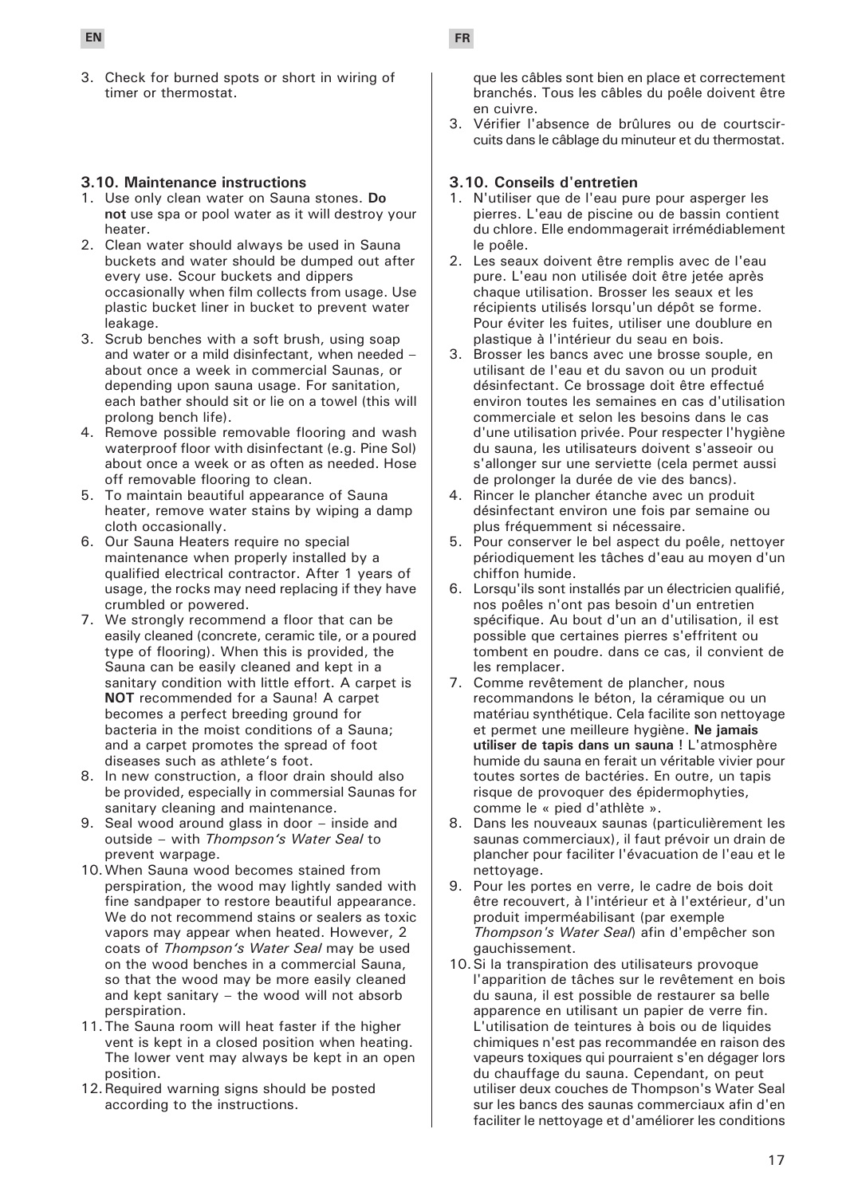3. Check for burned spots or short in wiring of timer or thermostat.

### 3.10. Maintenance instructions

1. Use only clean water on Sauna stones. **Do not** use spa or pool water as it will destroy your heater.
2. Clean water should always be used in Sauna buckets and water should be dumped out after every use. Scour buckets and dippers occasionally when film collects from usage. Use plastic bucket liner in bucket to prevent water leakage.
3. Scrub benches with a soft brush, using soap and water or a mild disinfectant, when needed – about once a week in commercial Saunas, or depending upon sauna usage. For sanitation, each bather should sit or lie on a towel (this will prolong bench life).
4. Remove possible removable flooring and wash waterproof floor with disinfectant (e.g. Pine Sol) about once a week or as often as needed. Hose off removable flooring to clean.
5. To maintain beautiful appearance of Sauna heater, remove water stains by wiping a damp cloth occasionally.
6. Our Sauna Heaters require no special maintenance when properly installed by a qualified electrical contractor. After 1 years of usage, the rocks may need replacing if they have crumbled or powered.
7. We strongly recommend a floor that can be easily cleaned (concrete, ceramic tile, or a poured type of flooring). When this is provided, the Sauna can be easily cleaned and kept in a sanitary condition with little effort. A carpet is **NOT** recommended for a Sauna! A carpet becomes a perfect breeding ground for bacteria in the moist conditions of a Sauna; and a carpet promotes the spread of foot diseases such as athlete's foot.
8. In new construction, a floor drain should also be provided, especially in commersial Saunas for sanitary cleaning and maintenance.
9. Seal wood around glass in door – inside and outside – with *Thompson's Water Seal* to prevent warpage.
10. When Sauna wood becomes stained from perspiration, the wood may lightly sanded with fine sandpaper to restore beautiful appearance. We do not recommend stains or sealers as toxic vapors may appear when heated. However, 2 coats of *Thompson's Water Seal* may be used on the wood benches in a commercial Sauna, so that the wood may be more easily cleaned and kept sanitary – the wood will not absorb perspiration.
11. The Sauna room will heat faster if the higher vent is kept in a closed position when heating. The lower vent may always be kept in an open position.
12. Required warning signs should be posted according to the instructions.

que les câbles sont bien en place et correctement branchés. Tous les câbles du poêle doivent être en cuivre.

3. Vérifier l'absence de brûlures ou de courtscircuits dans le câblage du minuteur et du thermostat.

### 3.10. Conseils d'entretien

1. N'utiliser que de l'eau pure pour asperger les pierres. L'eau de piscine ou de bassin contient du chlore. Elle endommagerait irrémédiablement le poêle.
2. Les seaux doivent être remplis avec de l'eau pure. L'eau non utilisée doit être jetée après chaque utilisation. Brosser les seaux et les récipients utilisés lorsqu'un dépôt se forme. Pour éviter les fuites, utiliser une doublure en plastique à l'intérieur du seau en bois.
3. Brosser les bancs avec une brosse souple, en utilisant de l'eau et du savon ou un produit désinfectant. Ce brossage doit être effectué environ toutes les semaines en cas d'utilisation commerciale et selon les besoins dans le cas d'une utilisation privée. Pour respecter l'hygiène du sauna, les utilisateurs doivent s'asseoir ou s'allonger sur une serviette (cela permet aussi de prolonger la durée de vie des bancs).
4. Rincer le plancher étanche avec un produit désinfectant environ une fois par semaine ou plus fréquemment si nécessaire.
5. Pour conserver le bel aspect du poêle, nettoyer périodiquement les tâches d'eau au moyen d'un chiffon humide.
6. Lorsqu'ils sont installés par un électricien qualifié, nos poêles n'ont pas besoin d'un entretien spécifique. Au bout d'un an d'utilisation, il est possible que certaines pierres s'effritent ou tombent en poudre. dans ce cas, il convient de les remplacer.
7. Comme revêtement de plancher, nous recommandons le béton, la céramique ou un matériau synthétique. Cela facilite son nettoyage et permet une meilleure hygiène. **Ne jamais utiliser de tapis dans un sauna** ! L'atmosphère humide du sauna en ferait un véritable vivier pour toutes sortes de bactéries. En outre, un tapis risque de provoquer des épidermophyties, comme le « pied d'athlète ».
8. Dans les nouveaux saunas (particulièrement les saunas commerciaux), il faut prévoir un drain de plancher pour faciliter l'évacuation de l'eau et le nettoyage.
9. Pour les portes en verre, le cadre de bois doit être recouvert, à l'intérieur et à l'extérieur, d'un produit imperméabilisant (par exemple *Thompson's Water Seal*) afin d'empêcher son gauchissement.
10. Si la transpiration des utilisateurs provoque l'apparition de tâches sur le revêtement en bois du sauna, il est possible de restaurer sa belle apparence en utilisant un papier de verre fin. L'utilisation de teintures à bois ou de liquides chimiques n'est pas recommandée en raison des vapeurs toxiques qui pourraient s'en dégager lors du chauffage du sauna. Cependant, on peut utiliser deux couches de Thompson's Water Seal sur les bancs des saunas commerciaux afin d'en faciliter le nettoyage et d'améliorer les conditions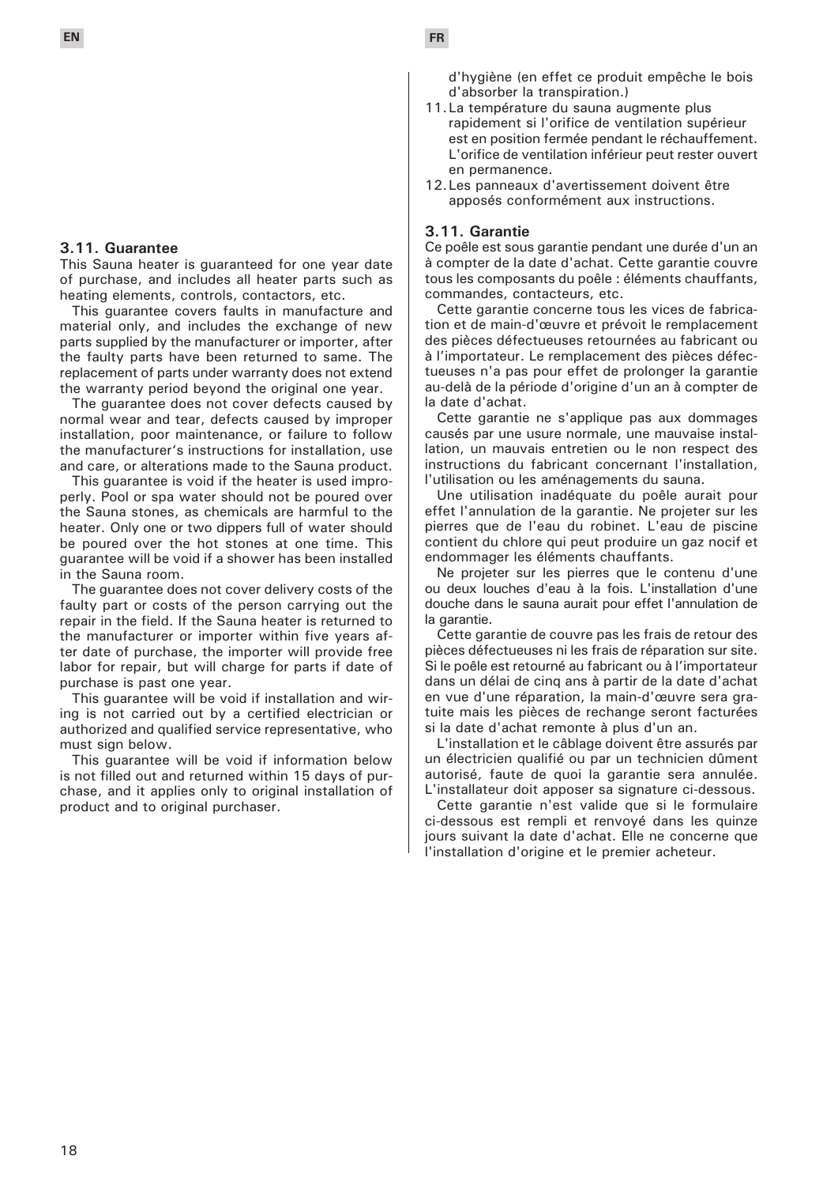### 3.11. Guarantee

This Sauna heater is guaranteed for one year date of purchase, and includes all heater parts such as heating elements, controls, contactors, etc.

This guarantee covers faults in manufacture and material only, and includes the exchange of new parts supplied by the manufacturer or importer, after the faulty parts have been returned to same. The replacement of parts under warranty does not extend the warranty period beyond the original one year.

The guarantee does not cover defects caused by normal wear and tear, defects caused by improper installation, poor maintenance, or failure to follow the manufacturer's instructions for installation, use and care, or alterations made to the Sauna product.

This guarantee is void if the heater is used improperly. Pool or spa water should not be poured over the Sauna stones, as chemicals are harmful to the heater. Only one or two dippers full of water should be poured over the hot stones at one time. This guarantee will be void if a shower has been installed in the Sauna room.

The guarantee does not cover delivery costs of the faulty part or costs of the person carrying out the repair in the field. If the Sauna heater is returned to the manufacturer or importer within five years after date of purchase, the importer will provide free labor for repair, but will charge for parts if date of purchase is past one year.

This guarantee will be void if installation and wiring is not carried out by a certified electrician or authorized and qualified service representative, who must sign below.

This guarantee will be void if information below is not filled out and returned within 15 days of purchase, and it applies only to original installation of product and to original purchaser.

d'hygiène (en effet ce produit empêche le bois d'absorber la transpiration.)

11. La température du sauna augmente plus rapidement si l'orifice de ventilation supérieur est en position fermée pendant le réchauffement. L'orifice de ventilation inférieur peut rester ouvert en permanence.
12. Les panneaux d'avertissement doivent être apposés conformément aux instructions.

### 3.11. Garantie

Ce poêle est sous garantie pendant une durée d'un an à compter de la date d'achat. Cette garantie couvre tous les composants du poêle : éléments chauffants, commandes, contacteurs, etc.

Cette garantie concerne tous les vices de fabrication et de main-d'œuvre et prévoit le remplacement des pièces défectueuses retournées au fabricant ou à l'importateur. Le remplacement des pièces défectueuses n'a pas pour effet de prolonger la garantie au-delà de la période d'origine d'un an à compter de la date d'achat.

Cette garantie ne s'applique pas aux dommages causés par une usure normale, une mauvaise installation, un mauvais entretien ou le non respect des instructions du fabricant concernant l'installation, l'utilisation ou les aménagements du sauna.

Une utilisation inadéquate du poêle aurait pour effet l'annulation de la garantie. Ne projeter sur les pierres que de l'eau du robinet. L'eau de piscine contient du chlore qui peut produire un gaz nocif et endommager les éléments chauffants.

Ne projeter sur les pierres que le contenu d'une ou deux louches d'eau à la fois. L'installation d'une douche dans le sauna aurait pour effet l'annulation de la garantie.

Cette garantie de couvre pas les frais de retour des pièces défectueuses ni les frais de réparation sur site. Si le poêle est retourné au fabricant ou à l'importateur dans un délai de cinq ans à partir de la date d'achat en vue d'une réparation, la main-d'œuvre sera gratuite mais les pièces de rechange seront facturées si la date d'achat remonte à plus d'un an.

L'installation et le câblage doivent être assurés par un électricien qualifié ou par un technicien dûment autorisé, faute de quoi la garantie sera annulée. L'installateur doit apposer sa signature ci-dessous.

Cette garantie n'est valide que si le formulaire ci-dessous est rempli et renvoyé dans les quinze jours suivant la date d'achat. Elle ne concerne que l'installation d'origine et le premier acheteur.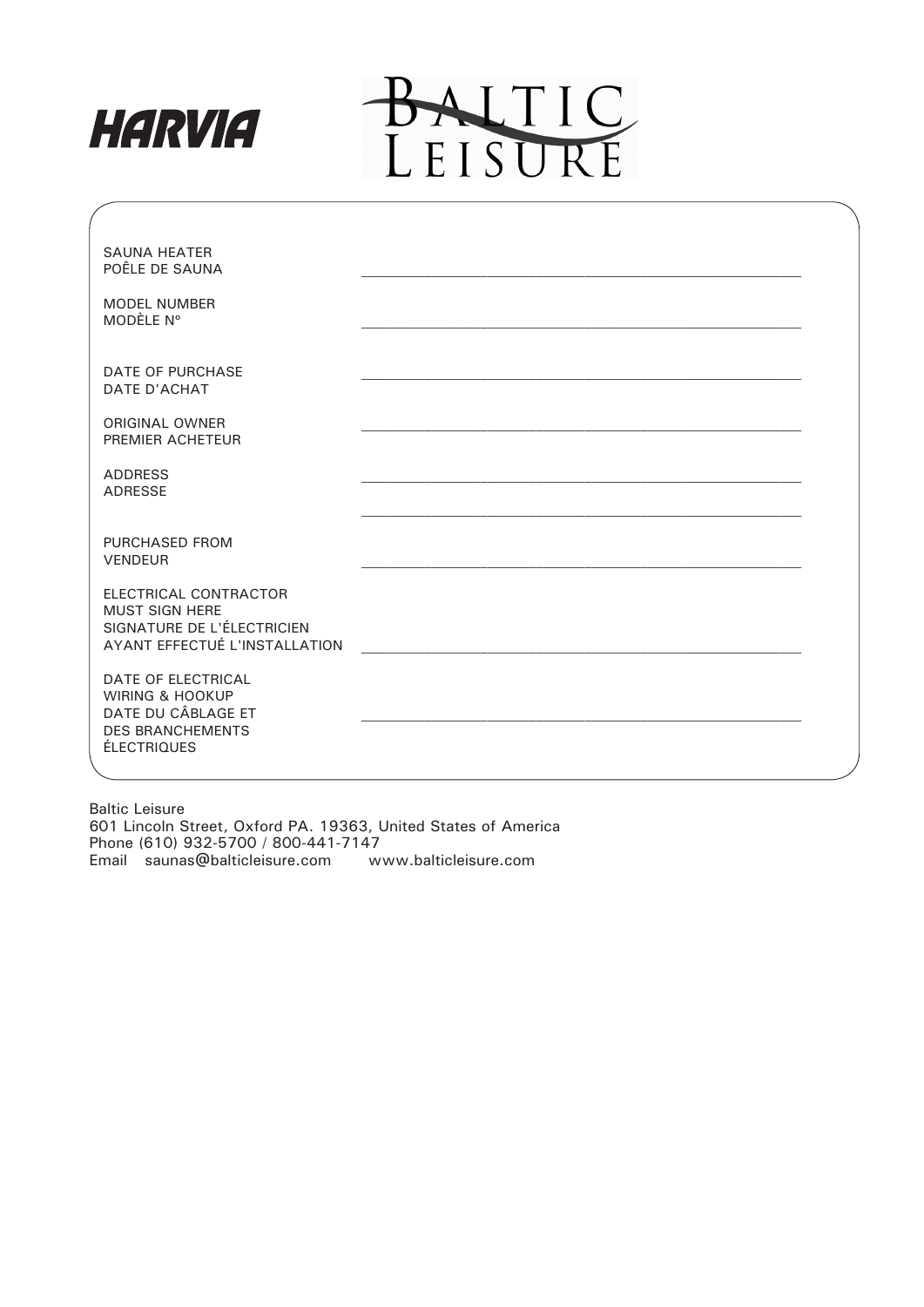HARVIA

BALTIC LEISURE

| | |
|---|---|
| SAUNA HEATER<br>POÊLE DE SAUNA | ___________________________ |
| MODEL NUMBER<br>MODÈLE Nº | ___________________________ |
| DATE OF PURCHASE<br>DATE D'ACHAT | ___________________________ |
| ORIGINAL OWNER<br>PREMIER ACHETEUR | ___________________________ |
| ADDRESS<br>ADRESSE | ___________________________<br>___________________________ |
| PURCHASED FROM<br>VENDEUR | ___________________________ |
| ELECTRICAL CONTRACTOR<br>MUST SIGN HERE<br>SIGNATURE DE L'ÉLECTRICIEN<br>AYANT EFFECTUÉ L'INSTALLATION | ___________________________ |
| DATE OF ELECTRICAL<br>WIRING & HOOKUP<br>DATE DU CÂBLAGE ET<br>DES BRANCHEMENTS<br>ÉLECTRIQUES | ___________________________ |

Baltic Leisure
601 Lincoln Street, Oxford PA. 19363, United States of America
Phone (610) 932-5700 / 800-441-7147
Email saunas@balticleisure.com www.balticleisure.com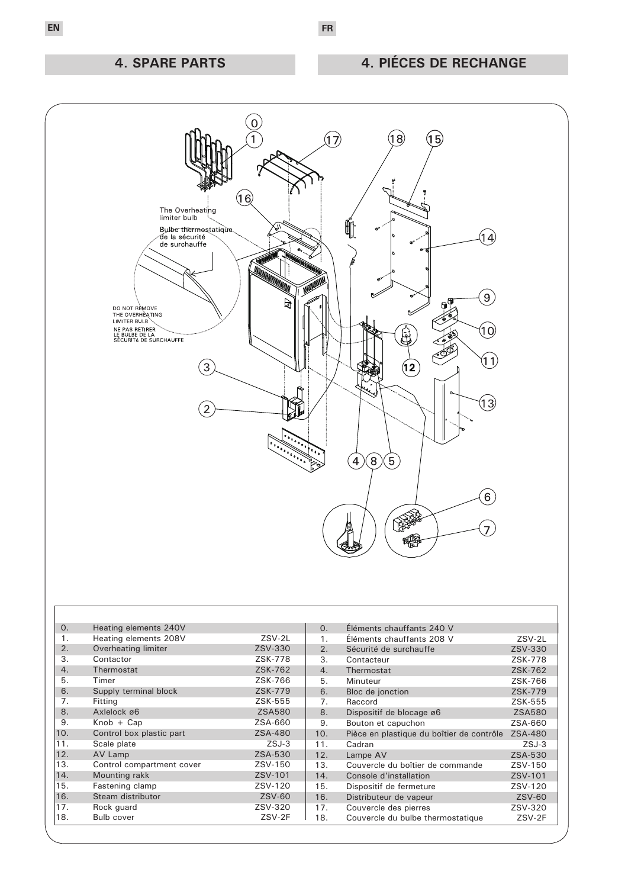## 4. SPARE PARTS

## 4. PIÉCES DE RECHANGE

The Overheating limiter bulb

Bulbe thermostatique de la sécurité de surchauffe

DO NOT REMOVE THE OVERHEATING LIMITER BULB

NE PAS RETIRER LE BULBE DE LA SÉCURITé DE SURCHAUFFE

| | | |
|---|---|---|
| 0. | Heating elements 240V | |
| 1. | Heating elements 208V | ZSV-2L |
| 2. | Overheating limiter | ZSV-330 |
| 3. | Contactor | ZSK-778 |
| 4. | Thermostat | ZSK-762 |
| 5. | Timer | ZSK-766 |
| 6. | Supply terminal block | ZSK-779 |
| 7. | Fitting | ZSK-555 |
| 8. | Axlelock ø6 | ZSA580 |
| 9. | Knob + Cap | ZSA-660 |
| 10. | Control box plastic part | ZSA-480 |
| 11. | Scale plate | ZSJ-3 |
| 12. | AV Lamp | ZSA-530 |
| 13. | Control compartment cover | ZSV-150 |
| 14. | Mounting rakk | ZSV-101 |
| 15. | Fastening clamp | ZSV-120 |
| 16. | Steam distributor | ZSV-60 |
| 17. | Rock guard | ZSV-320 |
| 18. | Bulb cover | ZSV-2F |

| | | |
|---|---|---|
| 0. | Éléments chauffants 240 V | |
| 1. | Éléments chauffants 208 V | ZSV-2L |
| 2. | Sécurité de surchauffe | ZSV-330 |
| 3. | Contacteur | ZSK-778 |
| 4. | Thermostat | ZSK-762 |
| 5. | Minuteur | ZSK-766 |
| 6. | Bloc de jonction | ZSK-779 |
| 7. | Raccord | ZSK-555 |
| 8. | Dispositif de blocage ø6 | ZSA580 |
| 9. | Bouton et capuchon | ZSA-660 |
| 10. | Pièce en plastique du boîtier de contrôle | ZSA-480 |
| 11. | Cadran | ZSJ-3 |
| 12. | Lampe AV | ZSA-530 |
| 13. | Couvercle du boîtier de commande | ZSV-150 |
| 14. | Console d'installation | ZSV-101 |
| 15. | Dispositif de fermeture | ZSV-120 |
| 16. | Distributeur de vapeur | ZSV-60 |
| 17. | Couvercle des pierres | ZSV-320 |
| 18. | Couvercle du bulbe thermostatique | ZSV-2F |